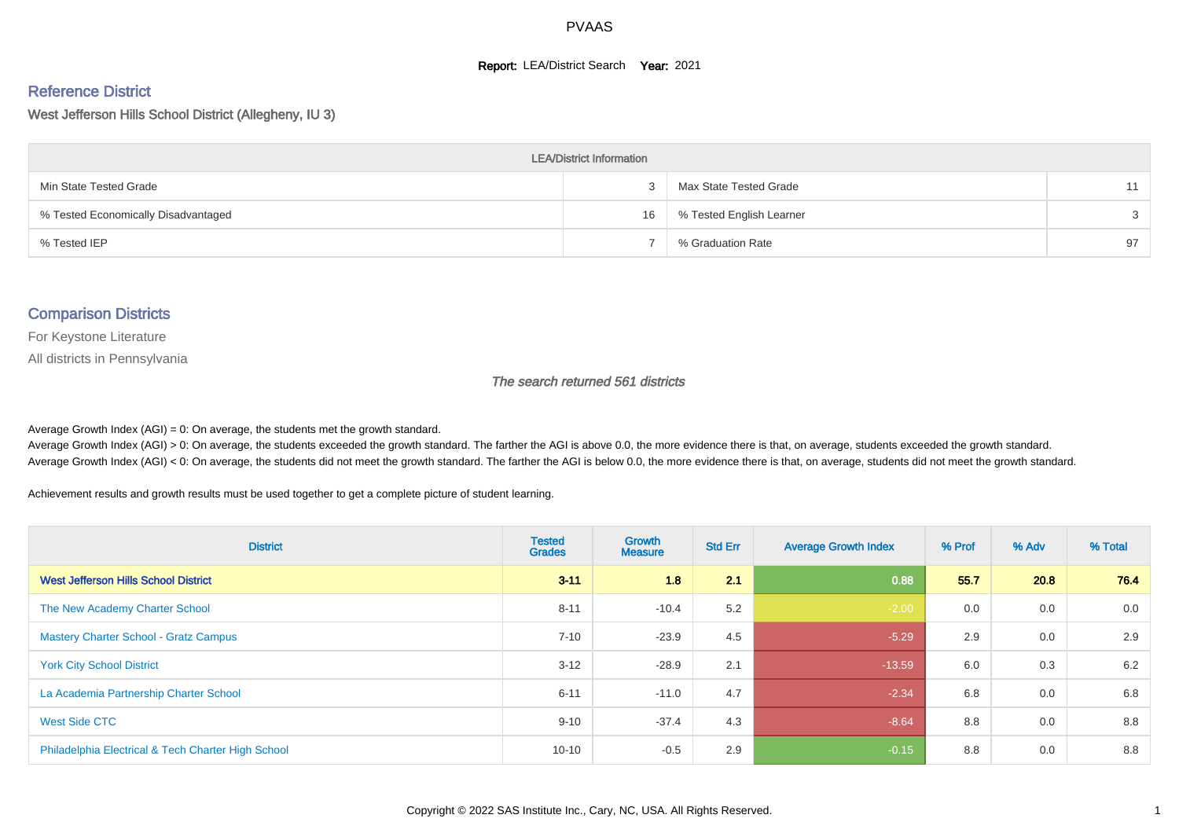# PVAAS

**Report:** LEA/District Search **Year:** 2021

## Reference District

West Jefferson Hills School District (Allegheny, IU 3)

| LEA/District Information | | | |
|---|---|---|---|
| Min State Tested Grade | 3 | Max State Tested Grade | 11 |
| % Tested Economically Disadvantaged | 16 | % Tested English Learner | 3 |
| % Tested IEP | 7 | % Graduation Rate | 97 |

## Comparison Districts

For Keystone Literature

All districts in Pennsylvania

*The search returned 561 districts*

Average Growth Index (AGI) = 0: On average, the students met the growth standard.
Average Growth Index (AGI) > 0: On average, the students exceeded the growth standard. The farther the AGI is above 0.0, the more evidence there is that, on average, students exceeded the growth standard.
Average Growth Index (AGI) < 0: On average, the students did not meet the growth standard. The farther the AGI is below 0.0, the more evidence there is that, on average, students did not meet the growth standard.

Achievement results and growth results must be used together to get a complete picture of student learning.

| District | Tested Grades | Growth Measure | Std Err | Average Growth Index | % Prof | % Adv | % Total |
|---|---|---|---|---|---|---|---|
| **West Jefferson Hills School District** | **3-11** | **1.8** | **2.1** | **0.88** | **55.7** | **20.8** | **76.4** |
| The New Academy Charter School | 8-11 | -10.4 | 5.2 | -2.00 | 0.0 | 0.0 | 0.0 |
| Mastery Charter School - Gratz Campus | 7-10 | -23.9 | 4.5 | -5.29 | 2.9 | 0.0 | 2.9 |
| York City School District | 3-12 | -28.9 | 2.1 | -13.59 | 6.0 | 0.3 | 6.2 |
| La Academia Partnership Charter School | 6-11 | -11.0 | 4.7 | -2.34 | 6.8 | 0.0 | 6.8 |
| West Side CTC | 9-10 | -37.4 | 4.3 | -8.64 | 8.8 | 0.0 | 8.8 |
| Philadelphia Electrical & Tech Charter High School | 10-10 | -0.5 | 2.9 | -0.15 | 8.8 | 0.0 | 8.8 |

Copyright © 2022 SAS Institute Inc., Cary, NC, USA. All Rights Reserved.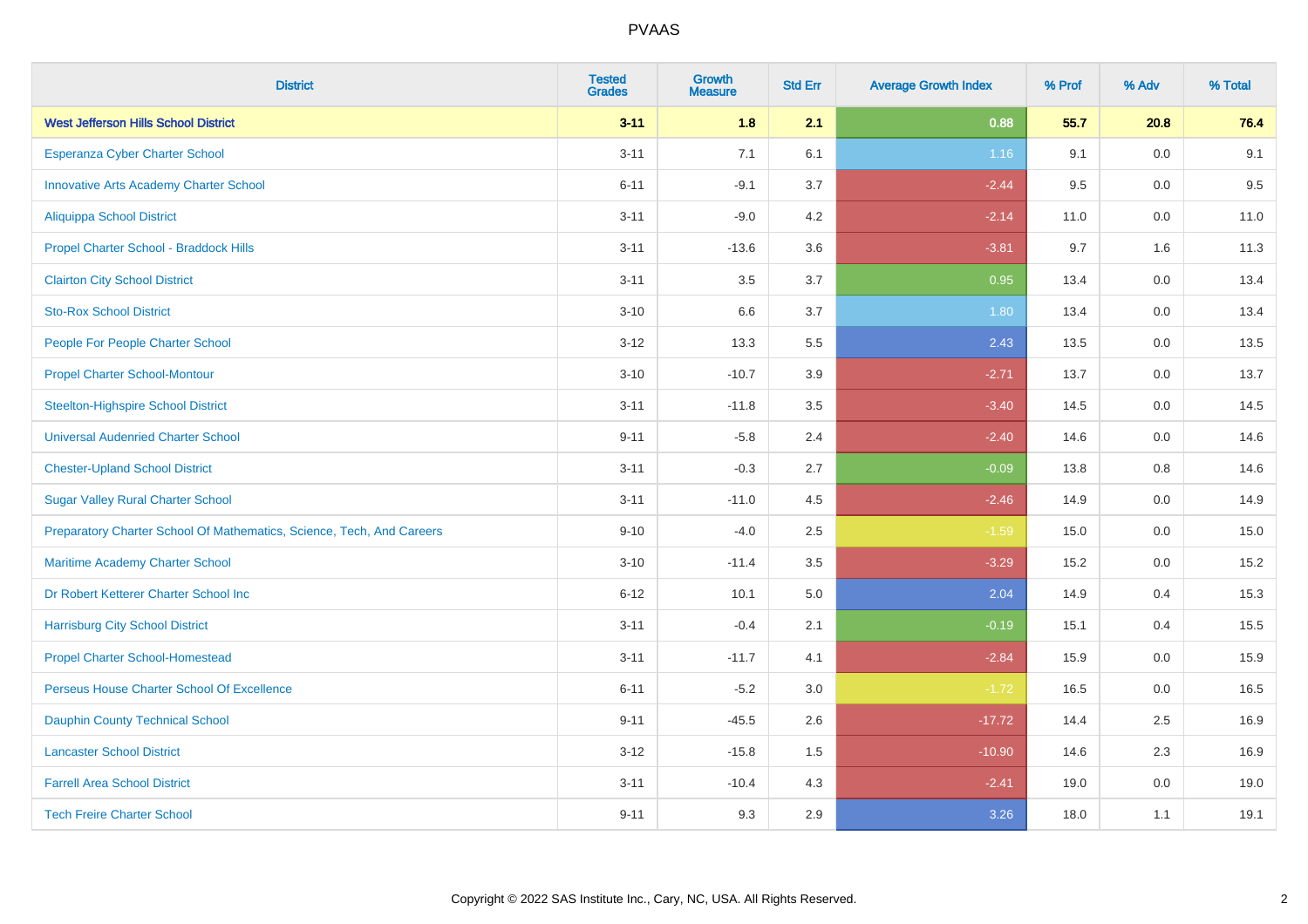# PVAAS

| District | Tested Grades | Growth Measure | Std Err | Average Growth Index | % Prof | % Adv | % Total |
|---|---|---|---|---|---|---|---|
| **West Jefferson Hills School District** | **3-11** | **1.8** | **2.1** | **0.88** | **55.7** | **20.8** | **76.4** |
| Esperanza Cyber Charter School | 3-11 | 7.1 | 6.1 | 1.16 | 9.1 | 0.0 | 9.1 |
| Innovative Arts Academy Charter School | 6-11 | -9.1 | 3.7 | -2.44 | 9.5 | 0.0 | 9.5 |
| Aliquippa School District | 3-11 | -9.0 | 4.2 | -2.14 | 11.0 | 0.0 | 11.0 |
| Propel Charter School - Braddock Hills | 3-11 | -13.6 | 3.6 | -3.81 | 9.7 | 1.6 | 11.3 |
| Clairton City School District | 3-11 | 3.5 | 3.7 | 0.95 | 13.4 | 0.0 | 13.4 |
| Sto-Rox School District | 3-10 | 6.6 | 3.7 | 1.80 | 13.4 | 0.0 | 13.4 |
| People For People Charter School | 3-12 | 13.3 | 5.5 | 2.43 | 13.5 | 0.0 | 13.5 |
| Propel Charter School-Montour | 3-10 | -10.7 | 3.9 | -2.71 | 13.7 | 0.0 | 13.7 |
| Steelton-Highspire School District | 3-11 | -11.8 | 3.5 | -3.40 | 14.5 | 0.0 | 14.5 |
| Universal Audenried Charter School | 9-11 | -5.8 | 2.4 | -2.40 | 14.6 | 0.0 | 14.6 |
| Chester-Upland School District | 3-11 | -0.3 | 2.7 | -0.09 | 13.8 | 0.8 | 14.6 |
| Sugar Valley Rural Charter School | 3-11 | -11.0 | 4.5 | -2.46 | 14.9 | 0.0 | 14.9 |
| Preparatory Charter School Of Mathematics, Science, Tech, And Careers | 9-10 | -4.0 | 2.5 | -1.59 | 15.0 | 0.0 | 15.0 |
| Maritime Academy Charter School | 3-10 | -11.4 | 3.5 | -3.29 | 15.2 | 0.0 | 15.2 |
| Dr Robert Ketterer Charter School Inc | 6-12 | 10.1 | 5.0 | 2.04 | 14.9 | 0.4 | 15.3 |
| Harrisburg City School District | 3-11 | -0.4 | 2.1 | -0.19 | 15.1 | 0.4 | 15.5 |
| Propel Charter School-Homestead | 3-11 | -11.7 | 4.1 | -2.84 | 15.9 | 0.0 | 15.9 |
| Perseus House Charter School Of Excellence | 6-11 | -5.2 | 3.0 | -1.72 | 16.5 | 0.0 | 16.5 |
| Dauphin County Technical School | 9-11 | -45.5 | 2.6 | -17.72 | 14.4 | 2.5 | 16.9 |
| Lancaster School District | 3-12 | -15.8 | 1.5 | -10.90 | 14.6 | 2.3 | 16.9 |
| Farrell Area School District | 3-11 | -10.4 | 4.3 | -2.41 | 19.0 | 0.0 | 19.0 |
| Tech Freire Charter School | 9-11 | 9.3 | 2.9 | 3.26 | 18.0 | 1.1 | 19.1 |

Copyright © 2022 SAS Institute Inc., Cary, NC, USA. All Rights Reserved.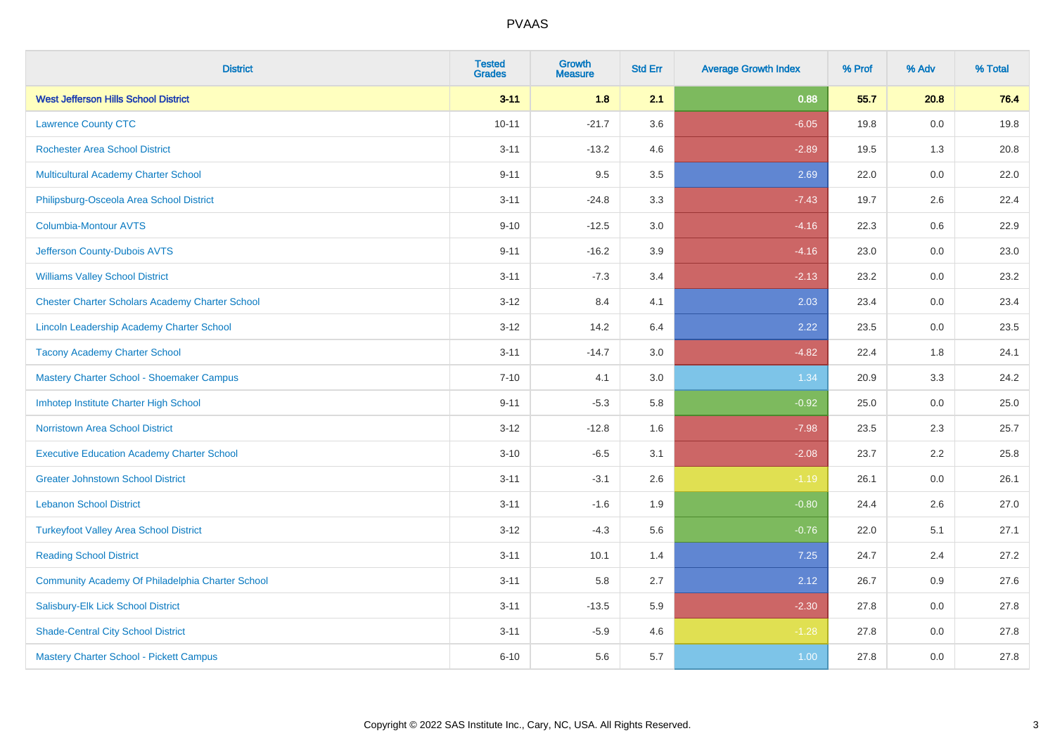# PVAAS

| District | Tested Grades | Growth Measure | Std Err | Average Growth Index | % Prof | % Adv | % Total |
|---|---|---|---|---|---|---|---|
| **West Jefferson Hills School District** | **3-11** | **1.8** | **2.1** | **0.88** | **55.7** | **20.8** | **76.4** |
| Lawrence County CTC | 10-11 | -21.7 | 3.6 | -6.05 | 19.8 | 0.0 | 19.8 |
| Rochester Area School District | 3-11 | -13.2 | 4.6 | -2.89 | 19.5 | 1.3 | 20.8 |
| Multicultural Academy Charter School | 9-11 | 9.5 | 3.5 | 2.69 | 22.0 | 0.0 | 22.0 |
| Philipsburg-Osceola Area School District | 3-11 | -24.8 | 3.3 | -7.43 | 19.7 | 2.6 | 22.4 |
| Columbia-Montour AVTS | 9-10 | -12.5 | 3.0 | -4.16 | 22.3 | 0.6 | 22.9 |
| Jefferson County-Dubois AVTS | 9-11 | -16.2 | 3.9 | -4.16 | 23.0 | 0.0 | 23.0 |
| Williams Valley School District | 3-11 | -7.3 | 3.4 | -2.13 | 23.2 | 0.0 | 23.2 |
| Chester Charter Scholars Academy Charter School | 3-12 | 8.4 | 4.1 | 2.03 | 23.4 | 0.0 | 23.4 |
| Lincoln Leadership Academy Charter School | 3-12 | 14.2 | 6.4 | 2.22 | 23.5 | 0.0 | 23.5 |
| Tacony Academy Charter School | 3-11 | -14.7 | 3.0 | -4.82 | 22.4 | 1.8 | 24.1 |
| Mastery Charter School - Shoemaker Campus | 7-10 | 4.1 | 3.0 | 1.34 | 20.9 | 3.3 | 24.2 |
| Imhotep Institute Charter High School | 9-11 | -5.3 | 5.8 | -0.92 | 25.0 | 0.0 | 25.0 |
| Norristown Area School District | 3-12 | -12.8 | 1.6 | -7.98 | 23.5 | 2.3 | 25.7 |
| Executive Education Academy Charter School | 3-10 | -6.5 | 3.1 | -2.08 | 23.7 | 2.2 | 25.8 |
| Greater Johnstown School District | 3-11 | -3.1 | 2.6 | -1.19 | 26.1 | 0.0 | 26.1 |
| Lebanon School District | 3-11 | -1.6 | 1.9 | -0.80 | 24.4 | 2.6 | 27.0 |
| Turkeyfoot Valley Area School District | 3-12 | -4.3 | 5.6 | -0.76 | 22.0 | 5.1 | 27.1 |
| Reading School District | 3-11 | 10.1 | 1.4 | 7.25 | 24.7 | 2.4 | 27.2 |
| Community Academy Of Philadelphia Charter School | 3-11 | 5.8 | 2.7 | 2.12 | 26.7 | 0.9 | 27.6 |
| Salisbury-Elk Lick School District | 3-11 | -13.5 | 5.9 | -2.30 | 27.8 | 0.0 | 27.8 |
| Shade-Central City School District | 3-11 | -5.9 | 4.6 | -1.28 | 27.8 | 0.0 | 27.8 |
| Mastery Charter School - Pickett Campus | 6-10 | 5.6 | 5.7 | 1.00 | 27.8 | 0.0 | 27.8 |

Copyright © 2022 SAS Institute Inc., Cary, NC, USA. All Rights Reserved.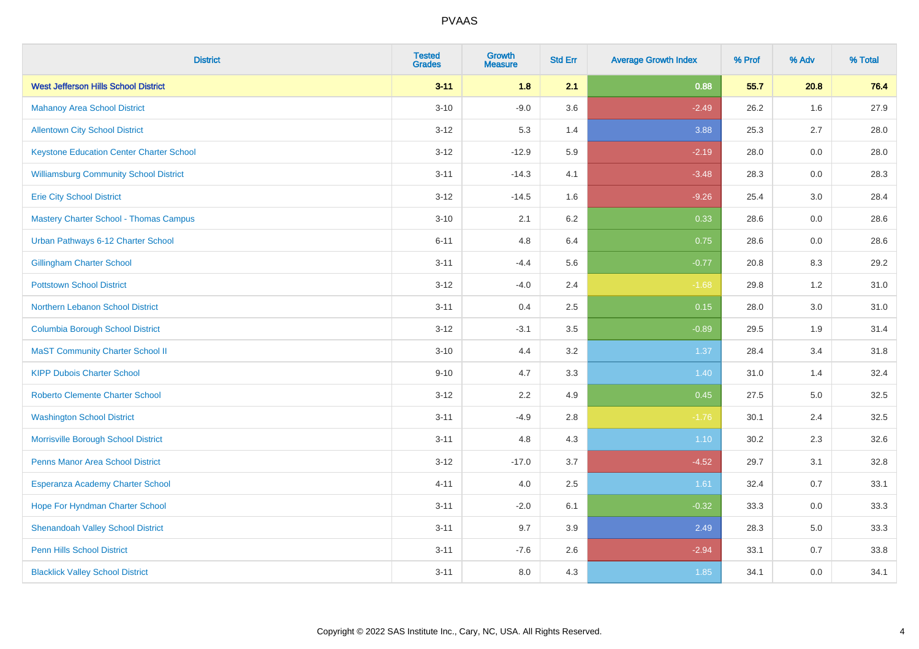# PVAAS

| District | Tested Grades | Growth Measure | Std Err | Average Growth Index | % Prof | % Adv | % Total |
|---|---|---|---|---|---|---|---|
| **West Jefferson Hills School District** | **3-11** | **1.8** | **2.1** | **0.88** | **55.7** | **20.8** | **76.4** |
| Mahanoy Area School District | 3-10 | -9.0 | 3.6 | -2.49 | 26.2 | 1.6 | 27.9 |
| Allentown City School District | 3-12 | 5.3 | 1.4 | 3.88 | 25.3 | 2.7 | 28.0 |
| Keystone Education Center Charter School | 3-12 | -12.9 | 5.9 | -2.19 | 28.0 | 0.0 | 28.0 |
| Williamsburg Community School District | 3-11 | -14.3 | 4.1 | -3.48 | 28.3 | 0.0 | 28.3 |
| Erie City School District | 3-12 | -14.5 | 1.6 | -9.26 | 25.4 | 3.0 | 28.4 |
| Mastery Charter School - Thomas Campus | 3-10 | 2.1 | 6.2 | 0.33 | 28.6 | 0.0 | 28.6 |
| Urban Pathways 6-12 Charter School | 6-11 | 4.8 | 6.4 | 0.75 | 28.6 | 0.0 | 28.6 |
| Gillingham Charter School | 3-11 | -4.4 | 5.6 | -0.77 | 20.8 | 8.3 | 29.2 |
| Pottstown School District | 3-12 | -4.0 | 2.4 | -1.68 | 29.8 | 1.2 | 31.0 |
| Northern Lebanon School District | 3-11 | 0.4 | 2.5 | 0.15 | 28.0 | 3.0 | 31.0 |
| Columbia Borough School District | 3-12 | -3.1 | 3.5 | -0.89 | 29.5 | 1.9 | 31.4 |
| MaST Community Charter School II | 3-10 | 4.4 | 3.2 | 1.37 | 28.4 | 3.4 | 31.8 |
| KIPP Dubois Charter School | 9-10 | 4.7 | 3.3 | 1.40 | 31.0 | 1.4 | 32.4 |
| Roberto Clemente Charter School | 3-12 | 2.2 | 4.9 | 0.45 | 27.5 | 5.0 | 32.5 |
| Washington School District | 3-11 | -4.9 | 2.8 | -1.76 | 30.1 | 2.4 | 32.5 |
| Morrisville Borough School District | 3-11 | 4.8 | 4.3 | 1.10 | 30.2 | 2.3 | 32.6 |
| Penns Manor Area School District | 3-12 | -17.0 | 3.7 | -4.52 | 29.7 | 3.1 | 32.8 |
| Esperanza Academy Charter School | 4-11 | 4.0 | 2.5 | 1.61 | 32.4 | 0.7 | 33.1 |
| Hope For Hyndman Charter School | 3-11 | -2.0 | 6.1 | -0.32 | 33.3 | 0.0 | 33.3 |
| Shenandoah Valley School District | 3-11 | 9.7 | 3.9 | 2.49 | 28.3 | 5.0 | 33.3 |
| Penn Hills School District | 3-11 | -7.6 | 2.6 | -2.94 | 33.1 | 0.7 | 33.8 |
| Blacklick Valley School District | 3-11 | 8.0 | 4.3 | 1.85 | 34.1 | 0.0 | 34.1 |

Copyright © 2022 SAS Institute Inc., Cary, NC, USA. All Rights Reserved.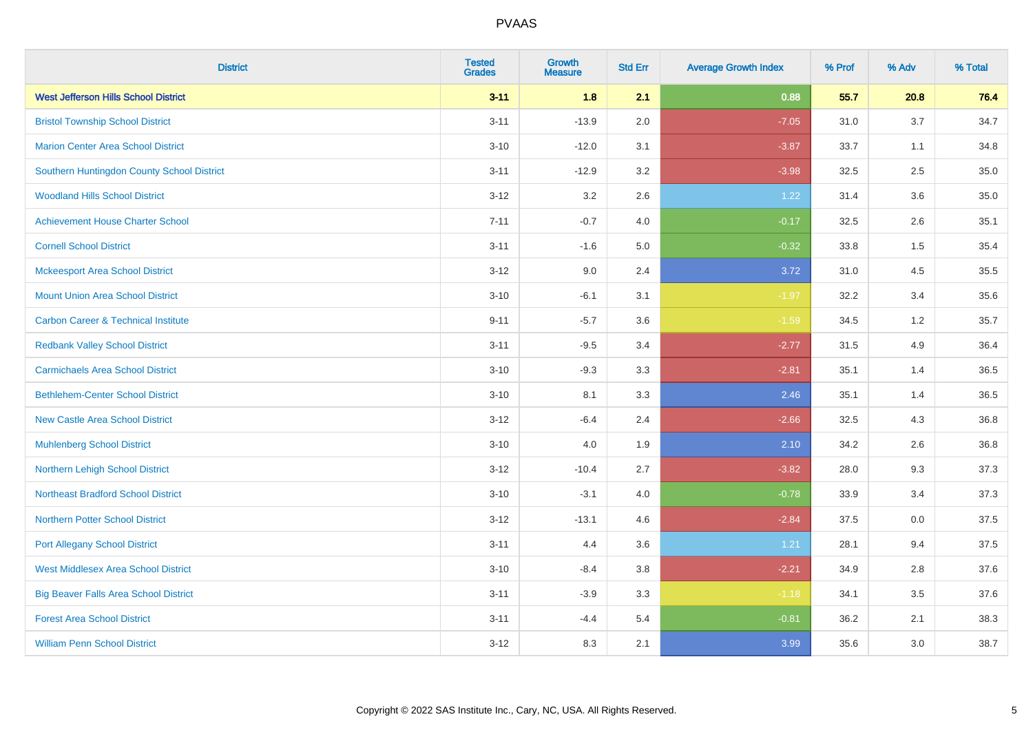| District | Tested Grades | Growth Measure | Std Err | Average Growth Index | % Prof | % Adv | % Total |
|---|---|---|---|---|---|---|---|
| **West Jefferson Hills School District** | **3-11** | **1.8** | **2.1** | **0.88** | **55.7** | **20.8** | **76.4** |
| Bristol Township School District | 3-11 | -13.9 | 2.0 | -7.05 | 31.0 | 3.7 | 34.7 |
| Marion Center Area School District | 3-10 | -12.0 | 3.1 | -3.87 | 33.7 | 1.1 | 34.8 |
| Southern Huntingdon County School District | 3-11 | -12.9 | 3.2 | -3.98 | 32.5 | 2.5 | 35.0 |
| Woodland Hills School District | 3-12 | 3.2 | 2.6 | 1.22 | 31.4 | 3.6 | 35.0 |
| Achievement House Charter School | 7-11 | -0.7 | 4.0 | -0.17 | 32.5 | 2.6 | 35.1 |
| Cornell School District | 3-11 | -1.6 | 5.0 | -0.32 | 33.8 | 1.5 | 35.4 |
| Mckeesport Area School District | 3-12 | 9.0 | 2.4 | 3.72 | 31.0 | 4.5 | 35.5 |
| Mount Union Area School District | 3-10 | -6.1 | 3.1 | -1.97 | 32.2 | 3.4 | 35.6 |
| Carbon Career & Technical Institute | 9-11 | -5.7 | 3.6 | -1.59 | 34.5 | 1.2 | 35.7 |
| Redbank Valley School District | 3-11 | -9.5 | 3.4 | -2.77 | 31.5 | 4.9 | 36.4 |
| Carmichaels Area School District | 3-10 | -9.3 | 3.3 | -2.81 | 35.1 | 1.4 | 36.5 |
| Bethlehem-Center School District | 3-10 | 8.1 | 3.3 | 2.46 | 35.1 | 1.4 | 36.5 |
| New Castle Area School District | 3-12 | -6.4 | 2.4 | -2.66 | 32.5 | 4.3 | 36.8 |
| Muhlenberg School District | 3-10 | 4.0 | 1.9 | 2.10 | 34.2 | 2.6 | 36.8 |
| Northern Lehigh School District | 3-12 | -10.4 | 2.7 | -3.82 | 28.0 | 9.3 | 37.3 |
| Northeast Bradford School District | 3-10 | -3.1 | 4.0 | -0.78 | 33.9 | 3.4 | 37.3 |
| Northern Potter School District | 3-12 | -13.1 | 4.6 | -2.84 | 37.5 | 0.0 | 37.5 |
| Port Allegany School District | 3-11 | 4.4 | 3.6 | 1.21 | 28.1 | 9.4 | 37.5 |
| West Middlesex Area School District | 3-10 | -8.4 | 3.8 | -2.21 | 34.9 | 2.8 | 37.6 |
| Big Beaver Falls Area School District | 3-11 | -3.9 | 3.3 | -1.18 | 34.1 | 3.5 | 37.6 |
| Forest Area School District | 3-11 | -4.4 | 5.4 | -0.81 | 36.2 | 2.1 | 38.3 |
| William Penn School District | 3-12 | 8.3 | 2.1 | 3.99 | 35.6 | 3.0 | 38.7 |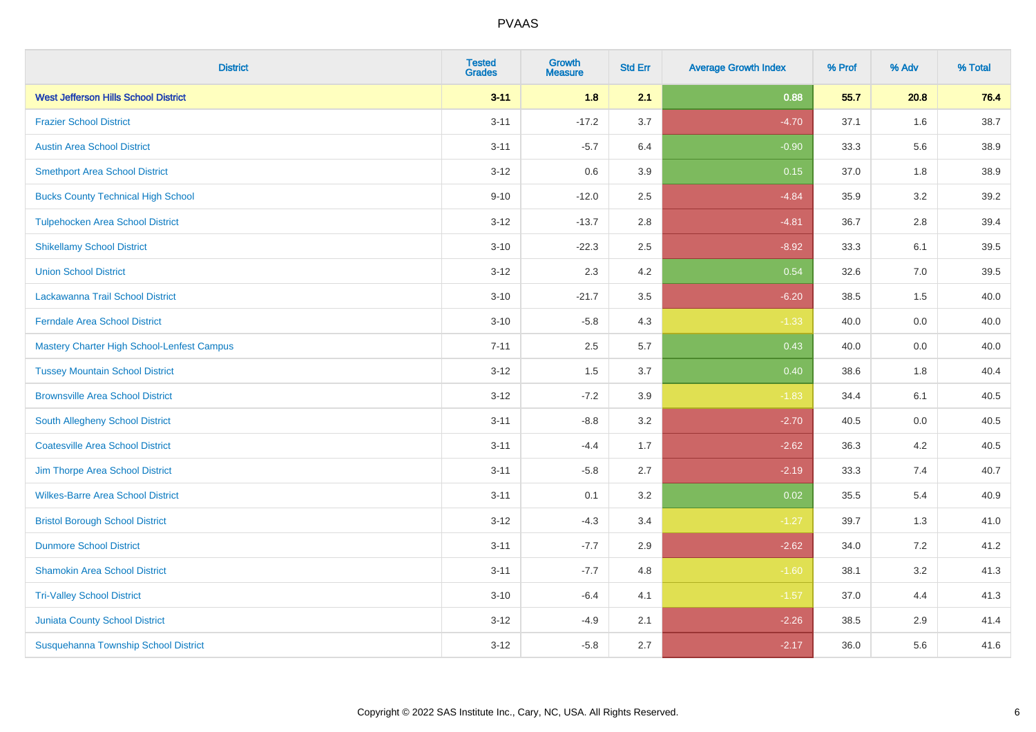| District | Tested Grades | Growth Measure | Std Err | Average Growth Index | % Prof | % Adv | % Total |
|---|---|---|---|---|---|---|---|
| **West Jefferson Hills School District** | **3-11** | **1.8** | **2.1** | **0.88** | **55.7** | **20.8** | **76.4** |
| Frazier School District | 3-11 | -17.2 | 3.7 | -4.70 | 37.1 | 1.6 | 38.7 |
| Austin Area School District | 3-11 | -5.7 | 6.4 | -0.90 | 33.3 | 5.6 | 38.9 |
| Smethport Area School District | 3-12 | 0.6 | 3.9 | 0.15 | 37.0 | 1.8 | 38.9 |
| Bucks County Technical High School | 9-10 | -12.0 | 2.5 | -4.84 | 35.9 | 3.2 | 39.2 |
| Tulpehocken Area School District | 3-12 | -13.7 | 2.8 | -4.81 | 36.7 | 2.8 | 39.4 |
| Shikellamy School District | 3-10 | -22.3 | 2.5 | -8.92 | 33.3 | 6.1 | 39.5 |
| Union School District | 3-12 | 2.3 | 4.2 | 0.54 | 32.6 | 7.0 | 39.5 |
| Lackawanna Trail School District | 3-10 | -21.7 | 3.5 | -6.20 | 38.5 | 1.5 | 40.0 |
| Ferndale Area School District | 3-10 | -5.8 | 4.3 | -1.33 | 40.0 | 0.0 | 40.0 |
| Mastery Charter High School-Lenfest Campus | 7-11 | 2.5 | 5.7 | 0.43 | 40.0 | 0.0 | 40.0 |
| Tussey Mountain School District | 3-12 | 1.5 | 3.7 | 0.40 | 38.6 | 1.8 | 40.4 |
| Brownsville Area School District | 3-12 | -7.2 | 3.9 | -1.83 | 34.4 | 6.1 | 40.5 |
| South Allegheny School District | 3-11 | -8.8 | 3.2 | -2.70 | 40.5 | 0.0 | 40.5 |
| Coatesville Area School District | 3-11 | -4.4 | 1.7 | -2.62 | 36.3 | 4.2 | 40.5 |
| Jim Thorpe Area School District | 3-11 | -5.8 | 2.7 | -2.19 | 33.3 | 7.4 | 40.7 |
| Wilkes-Barre Area School District | 3-11 | 0.1 | 3.2 | 0.02 | 35.5 | 5.4 | 40.9 |
| Bristol Borough School District | 3-12 | -4.3 | 3.4 | -1.27 | 39.7 | 1.3 | 41.0 |
| Dunmore School District | 3-11 | -7.7 | 2.9 | -2.62 | 34.0 | 7.2 | 41.2 |
| Shamokin Area School District | 3-11 | -7.7 | 4.8 | -1.60 | 38.1 | 3.2 | 41.3 |
| Tri-Valley School District | 3-10 | -6.4 | 4.1 | -1.57 | 37.0 | 4.4 | 41.3 |
| Juniata County School District | 3-12 | -4.9 | 2.1 | -2.26 | 38.5 | 2.9 | 41.4 |
| Susquehanna Township School District | 3-12 | -5.8 | 2.7 | -2.17 | 36.0 | 5.6 | 41.6 |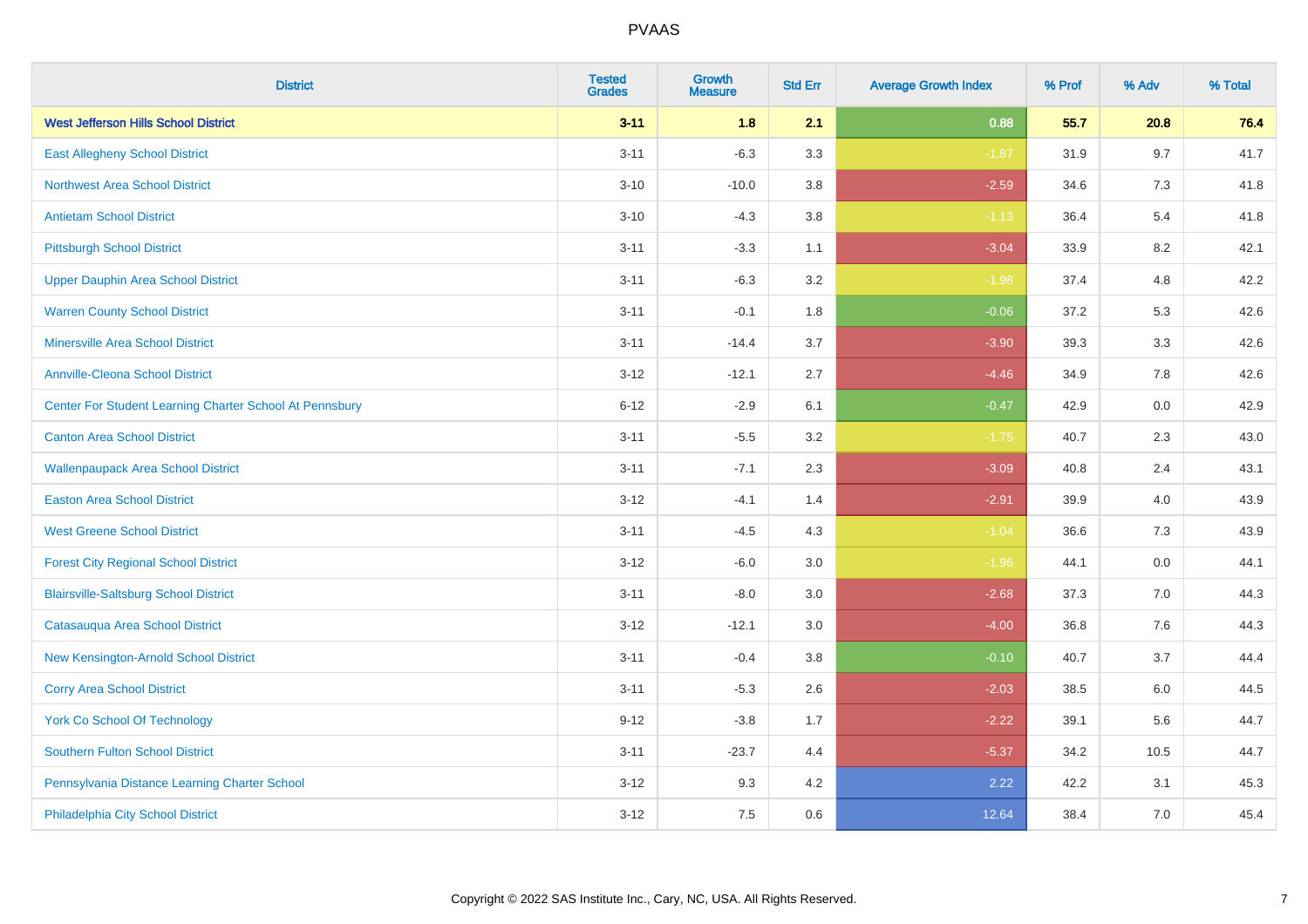| District | Tested Grades | Growth Measure | Std Err | Average Growth Index | % Prof | % Adv | % Total |
|---|---|---|---|---|---|---|---|
| **West Jefferson Hills School District** | **3-11** | **1.8** | **2.1** | **0.88** | **55.7** | **20.8** | **76.4** |
| East Allegheny School District | 3-11 | -6.3 | 3.3 | -1.87 | 31.9 | 9.7 | 41.7 |
| Northwest Area School District | 3-10 | -10.0 | 3.8 | -2.59 | 34.6 | 7.3 | 41.8 |
| Antietam School District | 3-10 | -4.3 | 3.8 | -1.13 | 36.4 | 5.4 | 41.8 |
| Pittsburgh School District | 3-11 | -3.3 | 1.1 | -3.04 | 33.9 | 8.2 | 42.1 |
| Upper Dauphin Area School District | 3-11 | -6.3 | 3.2 | -1.98 | 37.4 | 4.8 | 42.2 |
| Warren County School District | 3-11 | -0.1 | 1.8 | -0.06 | 37.2 | 5.3 | 42.6 |
| Minersville Area School District | 3-11 | -14.4 | 3.7 | -3.90 | 39.3 | 3.3 | 42.6 |
| Annville-Cleona School District | 3-12 | -12.1 | 2.7 | -4.46 | 34.9 | 7.8 | 42.6 |
| Center For Student Learning Charter School At Pennsbury | 6-12 | -2.9 | 6.1 | -0.47 | 42.9 | 0.0 | 42.9 |
| Canton Area School District | 3-11 | -5.5 | 3.2 | -1.75 | 40.7 | 2.3 | 43.0 |
| Wallenpaupack Area School District | 3-11 | -7.1 | 2.3 | -3.09 | 40.8 | 2.4 | 43.1 |
| Easton Area School District | 3-12 | -4.1 | 1.4 | -2.91 | 39.9 | 4.0 | 43.9 |
| West Greene School District | 3-11 | -4.5 | 4.3 | -1.04 | 36.6 | 7.3 | 43.9 |
| Forest City Regional School District | 3-12 | -6.0 | 3.0 | -1.96 | 44.1 | 0.0 | 44.1 |
| Blairsville-Saltsburg School District | 3-11 | -8.0 | 3.0 | -2.68 | 37.3 | 7.0 | 44.3 |
| Catasauqua Area School District | 3-12 | -12.1 | 3.0 | -4.00 | 36.8 | 7.6 | 44.3 |
| New Kensington-Arnold School District | 3-11 | -0.4 | 3.8 | -0.10 | 40.7 | 3.7 | 44.4 |
| Corry Area School District | 3-11 | -5.3 | 2.6 | -2.03 | 38.5 | 6.0 | 44.5 |
| York Co School Of Technology | 9-12 | -3.8 | 1.7 | -2.22 | 39.1 | 5.6 | 44.7 |
| Southern Fulton School District | 3-11 | -23.7 | 4.4 | -5.37 | 34.2 | 10.5 | 44.7 |
| Pennsylvania Distance Learning Charter School | 3-12 | 9.3 | 4.2 | 2.22 | 42.2 | 3.1 | 45.3 |
| Philadelphia City School District | 3-12 | 7.5 | 0.6 | 12.64 | 38.4 | 7.0 | 45.4 |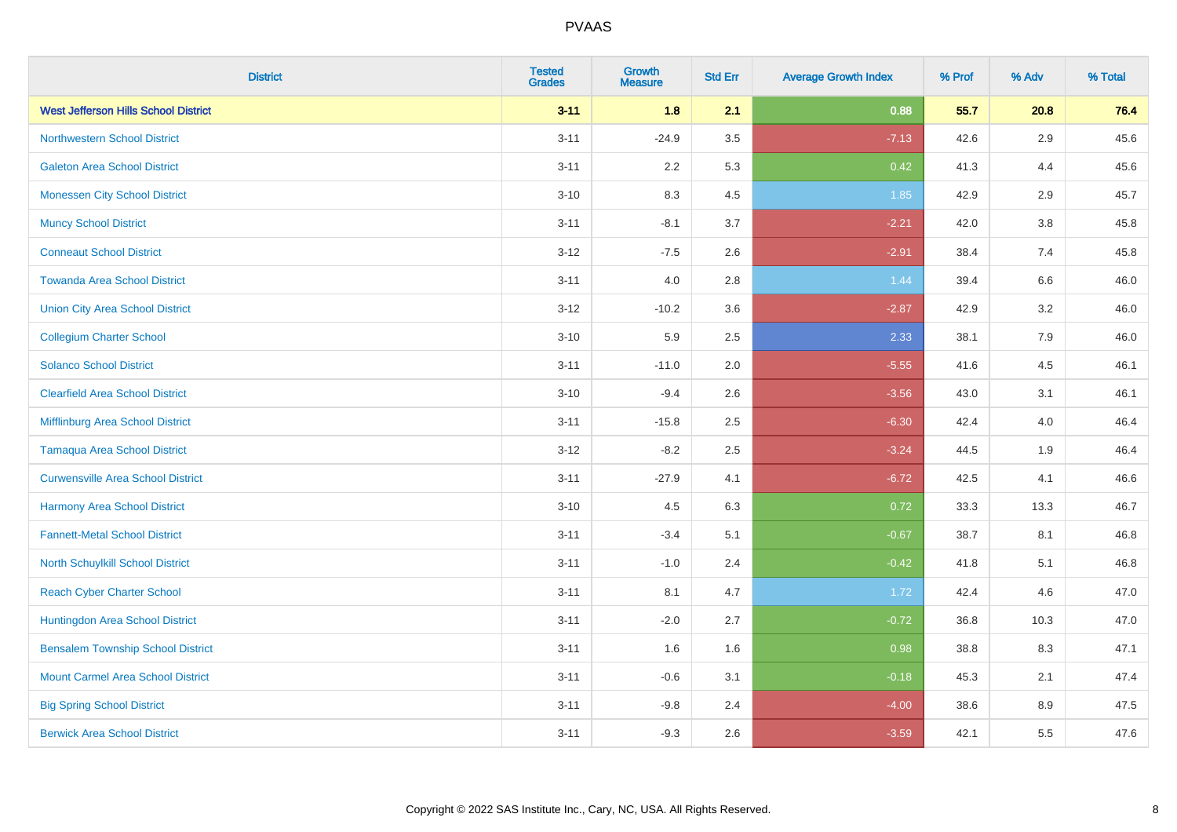| District | Tested Grades | Growth Measure | Std Err | Average Growth Index | % Prof | % Adv | % Total |
|---|---|---|---|---|---|---|---|
| **West Jefferson Hills School District** | **3-11** | **1.8** | **2.1** | **0.88** | **55.7** | **20.8** | **76.4** |
| Northwestern School District | 3-11 | -24.9 | 3.5 | -7.13 | 42.6 | 2.9 | 45.6 |
| Galeton Area School District | 3-11 | 2.2 | 5.3 | 0.42 | 41.3 | 4.4 | 45.6 |
| Monessen City School District | 3-10 | 8.3 | 4.5 | 1.85 | 42.9 | 2.9 | 45.7 |
| Muncy School District | 3-11 | -8.1 | 3.7 | -2.21 | 42.0 | 3.8 | 45.8 |
| Conneaut School District | 3-12 | -7.5 | 2.6 | -2.91 | 38.4 | 7.4 | 45.8 |
| Towanda Area School District | 3-11 | 4.0 | 2.8 | 1.44 | 39.4 | 6.6 | 46.0 |
| Union City Area School District | 3-12 | -10.2 | 3.6 | -2.87 | 42.9 | 3.2 | 46.0 |
| Collegium Charter School | 3-10 | 5.9 | 2.5 | 2.33 | 38.1 | 7.9 | 46.0 |
| Solanco School District | 3-11 | -11.0 | 2.0 | -5.55 | 41.6 | 4.5 | 46.1 |
| Clearfield Area School District | 3-10 | -9.4 | 2.6 | -3.56 | 43.0 | 3.1 | 46.1 |
| Mifflinburg Area School District | 3-11 | -15.8 | 2.5 | -6.30 | 42.4 | 4.0 | 46.4 |
| Tamaqua Area School District | 3-12 | -8.2 | 2.5 | -3.24 | 44.5 | 1.9 | 46.4 |
| Curwensville Area School District | 3-11 | -27.9 | 4.1 | -6.72 | 42.5 | 4.1 | 46.6 |
| Harmony Area School District | 3-10 | 4.5 | 6.3 | 0.72 | 33.3 | 13.3 | 46.7 |
| Fannett-Metal School District | 3-11 | -3.4 | 5.1 | -0.67 | 38.7 | 8.1 | 46.8 |
| North Schuylkill School District | 3-11 | -1.0 | 2.4 | -0.42 | 41.8 | 5.1 | 46.8 |
| Reach Cyber Charter School | 3-11 | 8.1 | 4.7 | 1.72 | 42.4 | 4.6 | 47.0 |
| Huntingdon Area School District | 3-11 | -2.0 | 2.7 | -0.72 | 36.8 | 10.3 | 47.0 |
| Bensalem Township School District | 3-11 | 1.6 | 1.6 | 0.98 | 38.8 | 8.3 | 47.1 |
| Mount Carmel Area School District | 3-11 | -0.6 | 3.1 | -0.18 | 45.3 | 2.1 | 47.4 |
| Big Spring School District | 3-11 | -9.8 | 2.4 | -4.00 | 38.6 | 8.9 | 47.5 |
| Berwick Area School District | 3-11 | -9.3 | 2.6 | -3.59 | 42.1 | 5.5 | 47.6 |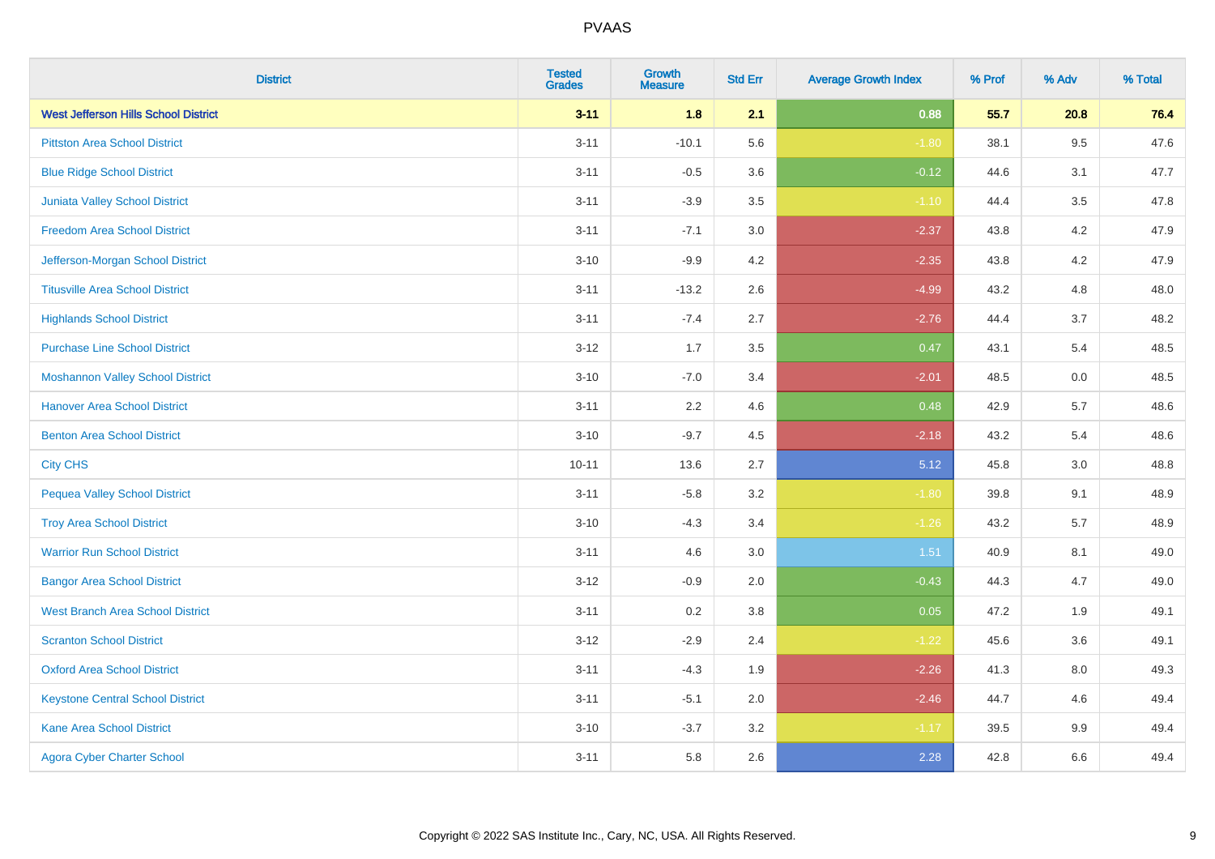| District | Tested Grades | Growth Measure | Std Err | Average Growth Index | % Prof | % Adv | % Total |
|---|---|---|---|---|---|---|---|
| **West Jefferson Hills School District** | **3-11** | **1.8** | **2.1** | **0.88** | **55.7** | **20.8** | **76.4** |
| Pittston Area School District | 3-11 | -10.1 | 5.6 | -1.80 | 38.1 | 9.5 | 47.6 |
| Blue Ridge School District | 3-11 | -0.5 | 3.6 | -0.12 | 44.6 | 3.1 | 47.7 |
| Juniata Valley School District | 3-11 | -3.9 | 3.5 | -1.10 | 44.4 | 3.5 | 47.8 |
| Freedom Area School District | 3-11 | -7.1 | 3.0 | -2.37 | 43.8 | 4.2 | 47.9 |
| Jefferson-Morgan School District | 3-10 | -9.9 | 4.2 | -2.35 | 43.8 | 4.2 | 47.9 |
| Titusville Area School District | 3-11 | -13.2 | 2.6 | -4.99 | 43.2 | 4.8 | 48.0 |
| Highlands School District | 3-11 | -7.4 | 2.7 | -2.76 | 44.4 | 3.7 | 48.2 |
| Purchase Line School District | 3-12 | 1.7 | 3.5 | 0.47 | 43.1 | 5.4 | 48.5 |
| Moshannon Valley School District | 3-10 | -7.0 | 3.4 | -2.01 | 48.5 | 0.0 | 48.5 |
| Hanover Area School District | 3-11 | 2.2 | 4.6 | 0.48 | 42.9 | 5.7 | 48.6 |
| Benton Area School District | 3-10 | -9.7 | 4.5 | -2.18 | 43.2 | 5.4 | 48.6 |
| City CHS | 10-11 | 13.6 | 2.7 | 5.12 | 45.8 | 3.0 | 48.8 |
| Pequea Valley School District | 3-11 | -5.8 | 3.2 | -1.80 | 39.8 | 9.1 | 48.9 |
| Troy Area School District | 3-10 | -4.3 | 3.4 | -1.26 | 43.2 | 5.7 | 48.9 |
| Warrior Run School District | 3-11 | 4.6 | 3.0 | 1.51 | 40.9 | 8.1 | 49.0 |
| Bangor Area School District | 3-12 | -0.9 | 2.0 | -0.43 | 44.3 | 4.7 | 49.0 |
| West Branch Area School District | 3-11 | 0.2 | 3.8 | 0.05 | 47.2 | 1.9 | 49.1 |
| Scranton School District | 3-12 | -2.9 | 2.4 | -1.22 | 45.6 | 3.6 | 49.1 |
| Oxford Area School District | 3-11 | -4.3 | 1.9 | -2.26 | 41.3 | 8.0 | 49.3 |
| Keystone Central School District | 3-11 | -5.1 | 2.0 | -2.46 | 44.7 | 4.6 | 49.4 |
| Kane Area School District | 3-10 | -3.7 | 3.2 | -1.17 | 39.5 | 9.9 | 49.4 |
| Agora Cyber Charter School | 3-11 | 5.8 | 2.6 | 2.28 | 42.8 | 6.6 | 49.4 |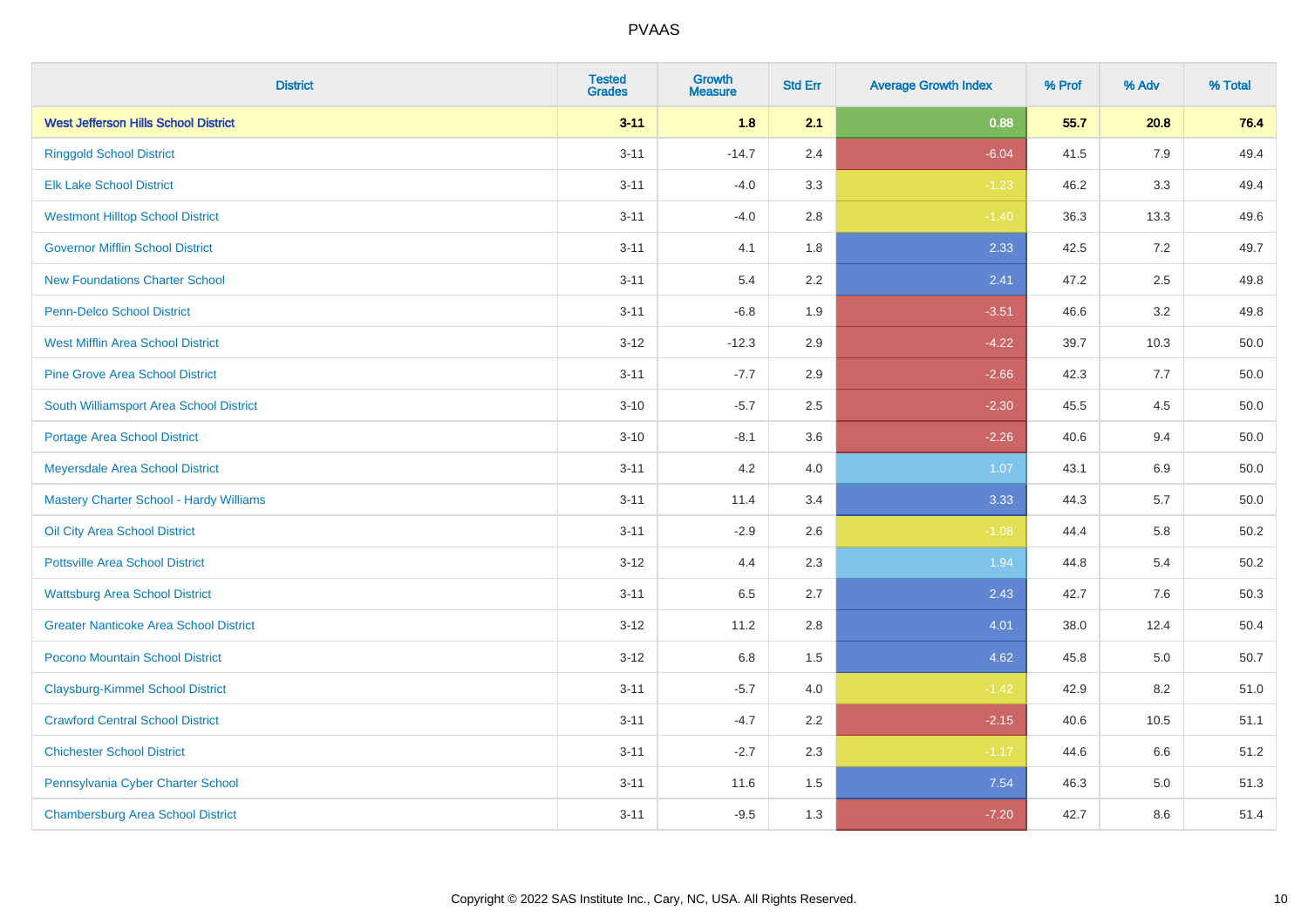# PVAAS

| District | Tested Grades | Growth Measure | Std Err | Average Growth Index | % Prof | % Adv | % Total |
|---|---|---|---|---|---|---|---|
| **West Jefferson Hills School District** | **3-11** | **1.8** | **2.1** | **0.88** | **55.7** | **20.8** | **76.4** |
| Ringgold School District | 3-11 | -14.7 | 2.4 | -6.04 | 41.5 | 7.9 | 49.4 |
| Elk Lake School District | 3-11 | -4.0 | 3.3 | -1.23 | 46.2 | 3.3 | 49.4 |
| Westmont Hilltop School District | 3-11 | -4.0 | 2.8 | -1.40 | 36.3 | 13.3 | 49.6 |
| Governor Mifflin School District | 3-11 | 4.1 | 1.8 | 2.33 | 42.5 | 7.2 | 49.7 |
| New Foundations Charter School | 3-11 | 5.4 | 2.2 | 2.41 | 47.2 | 2.5 | 49.8 |
| Penn-Delco School District | 3-11 | -6.8 | 1.9 | -3.51 | 46.6 | 3.2 | 49.8 |
| West Mifflin Area School District | 3-12 | -12.3 | 2.9 | -4.22 | 39.7 | 10.3 | 50.0 |
| Pine Grove Area School District | 3-11 | -7.7 | 2.9 | -2.66 | 42.3 | 7.7 | 50.0 |
| South Williamsport Area School District | 3-10 | -5.7 | 2.5 | -2.30 | 45.5 | 4.5 | 50.0 |
| Portage Area School District | 3-10 | -8.1 | 3.6 | -2.26 | 40.6 | 9.4 | 50.0 |
| Meyersdale Area School District | 3-11 | 4.2 | 4.0 | 1.07 | 43.1 | 6.9 | 50.0 |
| Mastery Charter School - Hardy Williams | 3-11 | 11.4 | 3.4 | 3.33 | 44.3 | 5.7 | 50.0 |
| Oil City Area School District | 3-11 | -2.9 | 2.6 | -1.08 | 44.4 | 5.8 | 50.2 |
| Pottsville Area School District | 3-12 | 4.4 | 2.3 | 1.94 | 44.8 | 5.4 | 50.2 |
| Wattsburg Area School District | 3-11 | 6.5 | 2.7 | 2.43 | 42.7 | 7.6 | 50.3 |
| Greater Nanticoke Area School District | 3-12 | 11.2 | 2.8 | 4.01 | 38.0 | 12.4 | 50.4 |
| Pocono Mountain School District | 3-12 | 6.8 | 1.5 | 4.62 | 45.8 | 5.0 | 50.7 |
| Claysburg-Kimmel School District | 3-11 | -5.7 | 4.0 | -1.42 | 42.9 | 8.2 | 51.0 |
| Crawford Central School District | 3-11 | -4.7 | 2.2 | -2.15 | 40.6 | 10.5 | 51.1 |
| Chichester School District | 3-11 | -2.7 | 2.3 | -1.17 | 44.6 | 6.6 | 51.2 |
| Pennsylvania Cyber Charter School | 3-11 | 11.6 | 1.5 | 7.54 | 46.3 | 5.0 | 51.3 |
| Chambersburg Area School District | 3-11 | -9.5 | 1.3 | -7.20 | 42.7 | 8.6 | 51.4 |

Copyright © 2022 SAS Institute Inc., Cary, NC, USA. All Rights Reserved.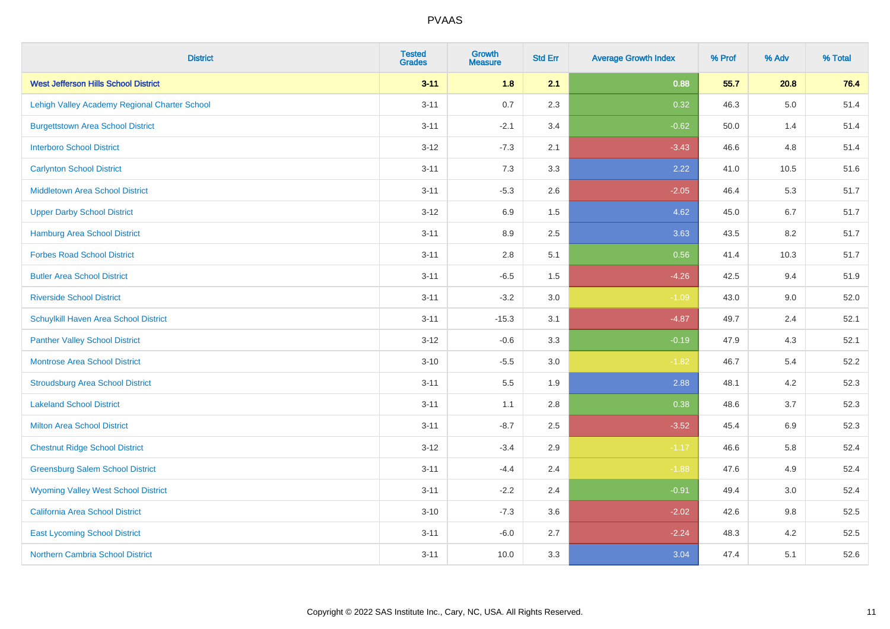| District | Tested Grades | Growth Measure | Std Err | Average Growth Index | % Prof | % Adv | % Total |
|---|---|---|---|---|---|---|---|
| **West Jefferson Hills School District** | **3-11** | **1.8** | **2.1** | **0.88** | **55.7** | **20.8** | **76.4** |
| Lehigh Valley Academy Regional Charter School | 3-11 | 0.7 | 2.3 | 0.32 | 46.3 | 5.0 | 51.4 |
| Burgettstown Area School District | 3-11 | -2.1 | 3.4 | -0.62 | 50.0 | 1.4 | 51.4 |
| Interboro School District | 3-12 | -7.3 | 2.1 | -3.43 | 46.6 | 4.8 | 51.4 |
| Carlynton School District | 3-11 | 7.3 | 3.3 | 2.22 | 41.0 | 10.5 | 51.6 |
| Middletown Area School District | 3-11 | -5.3 | 2.6 | -2.05 | 46.4 | 5.3 | 51.7 |
| Upper Darby School District | 3-12 | 6.9 | 1.5 | 4.62 | 45.0 | 6.7 | 51.7 |
| Hamburg Area School District | 3-11 | 8.9 | 2.5 | 3.63 | 43.5 | 8.2 | 51.7 |
| Forbes Road School District | 3-11 | 2.8 | 5.1 | 0.56 | 41.4 | 10.3 | 51.7 |
| Butler Area School District | 3-11 | -6.5 | 1.5 | -4.26 | 42.5 | 9.4 | 51.9 |
| Riverside School District | 3-11 | -3.2 | 3.0 | -1.09 | 43.0 | 9.0 | 52.0 |
| Schuylkill Haven Area School District | 3-11 | -15.3 | 3.1 | -4.87 | 49.7 | 2.4 | 52.1 |
| Panther Valley School District | 3-12 | -0.6 | 3.3 | -0.19 | 47.9 | 4.3 | 52.1 |
| Montrose Area School District | 3-10 | -5.5 | 3.0 | -1.82 | 46.7 | 5.4 | 52.2 |
| Stroudsburg Area School District | 3-11 | 5.5 | 1.9 | 2.88 | 48.1 | 4.2 | 52.3 |
| Lakeland School District | 3-11 | 1.1 | 2.8 | 0.38 | 48.6 | 3.7 | 52.3 |
| Milton Area School District | 3-11 | -8.7 | 2.5 | -3.52 | 45.4 | 6.9 | 52.3 |
| Chestnut Ridge School District | 3-12 | -3.4 | 2.9 | -1.17 | 46.6 | 5.8 | 52.4 |
| Greensburg Salem School District | 3-11 | -4.4 | 2.4 | -1.88 | 47.6 | 4.9 | 52.4 |
| Wyoming Valley West School District | 3-11 | -2.2 | 2.4 | -0.91 | 49.4 | 3.0 | 52.4 |
| California Area School District | 3-10 | -7.3 | 3.6 | -2.02 | 42.6 | 9.8 | 52.5 |
| East Lycoming School District | 3-11 | -6.0 | 2.7 | -2.24 | 48.3 | 4.2 | 52.5 |
| Northern Cambria School District | 3-11 | 10.0 | 3.3 | 3.04 | 47.4 | 5.1 | 52.6 |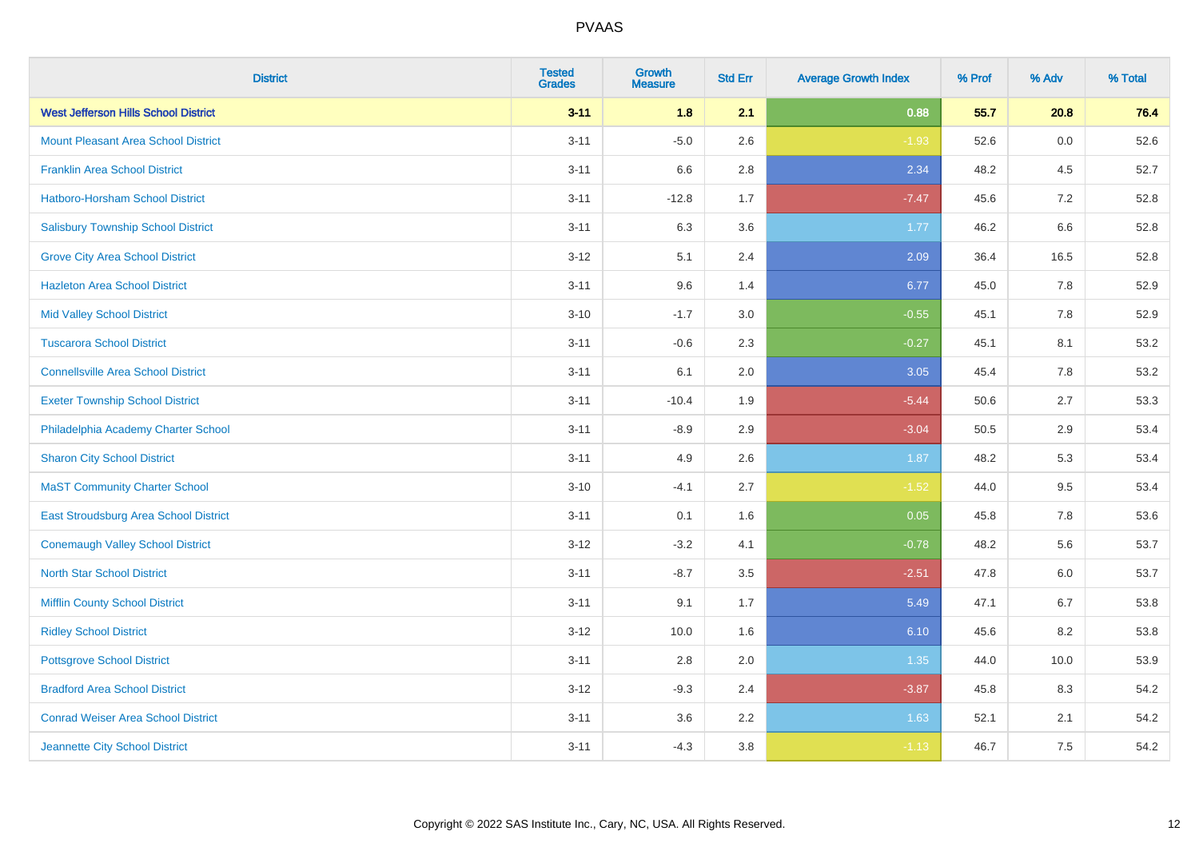| District | Tested Grades | Growth Measure | Std Err | Average Growth Index | % Prof | % Adv | % Total |
|---|---|---|---|---|---|---|---|
| **West Jefferson Hills School District** | **3-11** | **1.8** | **2.1** | **0.88** | **55.7** | **20.8** | **76.4** |
| Mount Pleasant Area School District | 3-11 | -5.0 | 2.6 | -1.93 | 52.6 | 0.0 | 52.6 |
| Franklin Area School District | 3-11 | 6.6 | 2.8 | 2.34 | 48.2 | 4.5 | 52.7 |
| Hatboro-Horsham School District | 3-11 | -12.8 | 1.7 | -7.47 | 45.6 | 7.2 | 52.8 |
| Salisbury Township School District | 3-11 | 6.3 | 3.6 | 1.77 | 46.2 | 6.6 | 52.8 |
| Grove City Area School District | 3-12 | 5.1 | 2.4 | 2.09 | 36.4 | 16.5 | 52.8 |
| Hazleton Area School District | 3-11 | 9.6 | 1.4 | 6.77 | 45.0 | 7.8 | 52.9 |
| Mid Valley School District | 3-10 | -1.7 | 3.0 | -0.55 | 45.1 | 7.8 | 52.9 |
| Tuscarora School District | 3-11 | -0.6 | 2.3 | -0.27 | 45.1 | 8.1 | 53.2 |
| Connellsville Area School District | 3-11 | 6.1 | 2.0 | 3.05 | 45.4 | 7.8 | 53.2 |
| Exeter Township School District | 3-11 | -10.4 | 1.9 | -5.44 | 50.6 | 2.7 | 53.3 |
| Philadelphia Academy Charter School | 3-11 | -8.9 | 2.9 | -3.04 | 50.5 | 2.9 | 53.4 |
| Sharon City School District | 3-11 | 4.9 | 2.6 | 1.87 | 48.2 | 5.3 | 53.4 |
| MaST Community Charter School | 3-10 | -4.1 | 2.7 | -1.52 | 44.0 | 9.5 | 53.4 |
| East Stroudsburg Area School District | 3-11 | 0.1 | 1.6 | 0.05 | 45.8 | 7.8 | 53.6 |
| Conemaugh Valley School District | 3-12 | -3.2 | 4.1 | -0.78 | 48.2 | 5.6 | 53.7 |
| North Star School District | 3-11 | -8.7 | 3.5 | -2.51 | 47.8 | 6.0 | 53.7 |
| Mifflin County School District | 3-11 | 9.1 | 1.7 | 5.49 | 47.1 | 6.7 | 53.8 |
| Ridley School District | 3-12 | 10.0 | 1.6 | 6.10 | 45.6 | 8.2 | 53.8 |
| Pottsgrove School District | 3-11 | 2.8 | 2.0 | 1.35 | 44.0 | 10.0 | 53.9 |
| Bradford Area School District | 3-12 | -9.3 | 2.4 | -3.87 | 45.8 | 8.3 | 54.2 |
| Conrad Weiser Area School District | 3-11 | 3.6 | 2.2 | 1.63 | 52.1 | 2.1 | 54.2 |
| Jeannette City School District | 3-11 | -4.3 | 3.8 | -1.13 | 46.7 | 7.5 | 54.2 |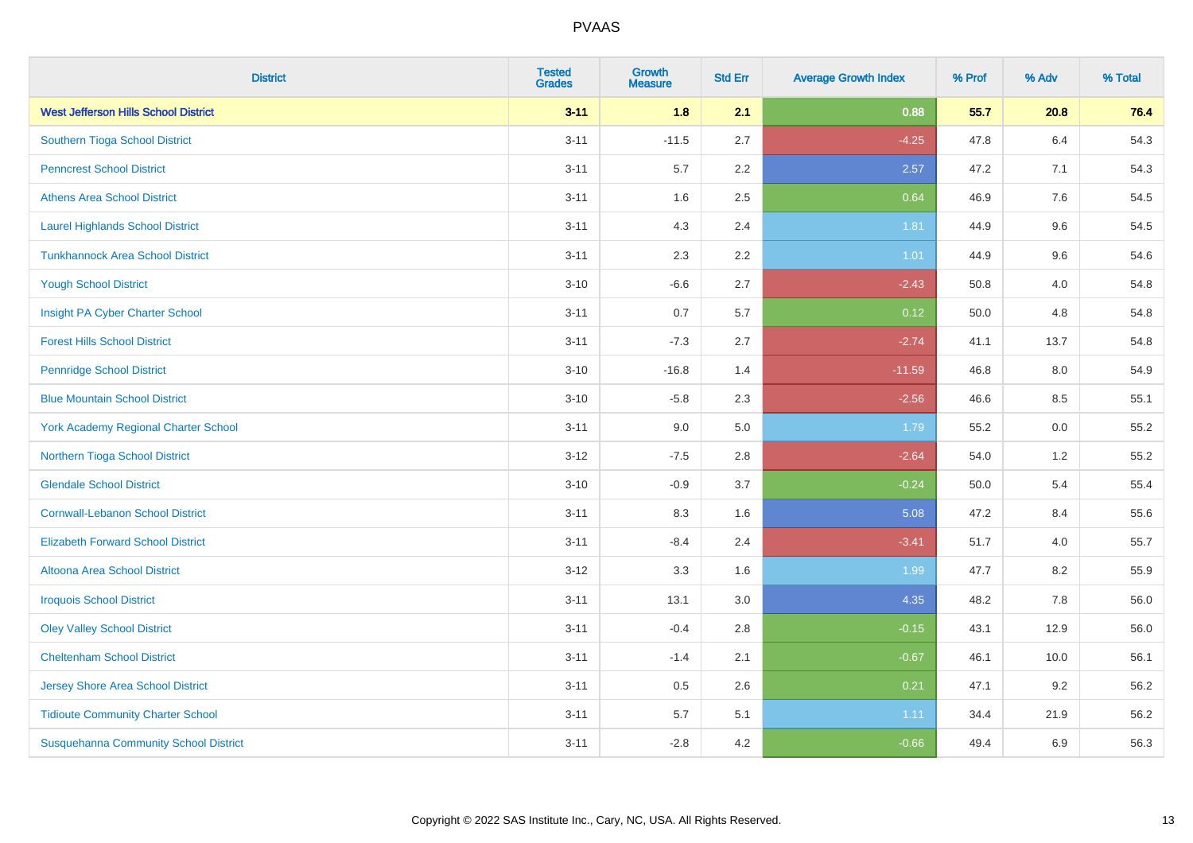| District | Tested Grades | Growth Measure | Std Err | Average Growth Index | % Prof | % Adv | % Total |
|---|---|---|---|---|---|---|---|
| **West Jefferson Hills School District** | **3-11** | **1.8** | **2.1** | **0.88** | **55.7** | **20.8** | **76.4** |
| Southern Tioga School District | 3-11 | -11.5 | 2.7 | -4.25 | 47.8 | 6.4 | 54.3 |
| Penncrest School District | 3-11 | 5.7 | 2.2 | 2.57 | 47.2 | 7.1 | 54.3 |
| Athens Area School District | 3-11 | 1.6 | 2.5 | 0.64 | 46.9 | 7.6 | 54.5 |
| Laurel Highlands School District | 3-11 | 4.3 | 2.4 | 1.81 | 44.9 | 9.6 | 54.5 |
| Tunkhannock Area School District | 3-11 | 2.3 | 2.2 | 1.01 | 44.9 | 9.6 | 54.6 |
| Yough School District | 3-10 | -6.6 | 2.7 | -2.43 | 50.8 | 4.0 | 54.8 |
| Insight PA Cyber Charter School | 3-11 | 0.7 | 5.7 | 0.12 | 50.0 | 4.8 | 54.8 |
| Forest Hills School District | 3-11 | -7.3 | 2.7 | -2.74 | 41.1 | 13.7 | 54.8 |
| Pennridge School District | 3-10 | -16.8 | 1.4 | -11.59 | 46.8 | 8.0 | 54.9 |
| Blue Mountain School District | 3-10 | -5.8 | 2.3 | -2.56 | 46.6 | 8.5 | 55.1 |
| York Academy Regional Charter School | 3-11 | 9.0 | 5.0 | 1.79 | 55.2 | 0.0 | 55.2 |
| Northern Tioga School District | 3-12 | -7.5 | 2.8 | -2.64 | 54.0 | 1.2 | 55.2 |
| Glendale School District | 3-10 | -0.9 | 3.7 | -0.24 | 50.0 | 5.4 | 55.4 |
| Cornwall-Lebanon School District | 3-11 | 8.3 | 1.6 | 5.08 | 47.2 | 8.4 | 55.6 |
| Elizabeth Forward School District | 3-11 | -8.4 | 2.4 | -3.41 | 51.7 | 4.0 | 55.7 |
| Altoona Area School District | 3-12 | 3.3 | 1.6 | 1.99 | 47.7 | 8.2 | 55.9 |
| Iroquois School District | 3-11 | 13.1 | 3.0 | 4.35 | 48.2 | 7.8 | 56.0 |
| Oley Valley School District | 3-11 | -0.4 | 2.8 | -0.15 | 43.1 | 12.9 | 56.0 |
| Cheltenham School District | 3-11 | -1.4 | 2.1 | -0.67 | 46.1 | 10.0 | 56.1 |
| Jersey Shore Area School District | 3-11 | 0.5 | 2.6 | 0.21 | 47.1 | 9.2 | 56.2 |
| Tidioute Community Charter School | 3-11 | 5.7 | 5.1 | 1.11 | 34.4 | 21.9 | 56.2 |
| Susquehanna Community School District | 3-11 | -2.8 | 4.2 | -0.66 | 49.4 | 6.9 | 56.3 |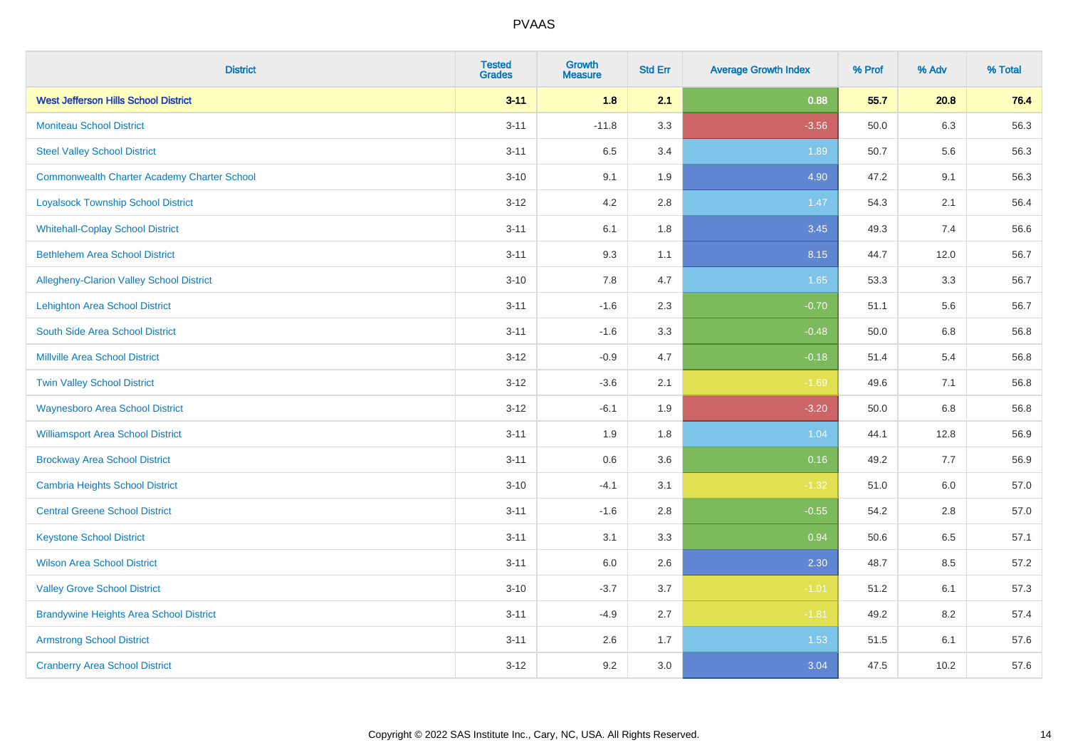| District | Tested Grades | Growth Measure | Std Err | Average Growth Index | % Prof | % Adv | % Total |
|---|---|---|---|---|---|---|---|
| **West Jefferson Hills School District** | **3-11** | **1.8** | **2.1** | **0.88** | **55.7** | **20.8** | **76.4** |
| Moniteau School District | 3-11 | -11.8 | 3.3 | -3.56 | 50.0 | 6.3 | 56.3 |
| Steel Valley School District | 3-11 | 6.5 | 3.4 | 1.89 | 50.7 | 5.6 | 56.3 |
| Commonwealth Charter Academy Charter School | 3-10 | 9.1 | 1.9 | 4.90 | 47.2 | 9.1 | 56.3 |
| Loyalsock Township School District | 3-12 | 4.2 | 2.8 | 1.47 | 54.3 | 2.1 | 56.4 |
| Whitehall-Coplay School District | 3-11 | 6.1 | 1.8 | 3.45 | 49.3 | 7.4 | 56.6 |
| Bethlehem Area School District | 3-11 | 9.3 | 1.1 | 8.15 | 44.7 | 12.0 | 56.7 |
| Allegheny-Clarion Valley School District | 3-10 | 7.8 | 4.7 | 1.65 | 53.3 | 3.3 | 56.7 |
| Lehighton Area School District | 3-11 | -1.6 | 2.3 | -0.70 | 51.1 | 5.6 | 56.7 |
| South Side Area School District | 3-11 | -1.6 | 3.3 | -0.48 | 50.0 | 6.8 | 56.8 |
| Millville Area School District | 3-12 | -0.9 | 4.7 | -0.18 | 51.4 | 5.4 | 56.8 |
| Twin Valley School District | 3-12 | -3.6 | 2.1 | -1.69 | 49.6 | 7.1 | 56.8 |
| Waynesboro Area School District | 3-12 | -6.1 | 1.9 | -3.20 | 50.0 | 6.8 | 56.8 |
| Williamsport Area School District | 3-11 | 1.9 | 1.8 | 1.04 | 44.1 | 12.8 | 56.9 |
| Brockway Area School District | 3-11 | 0.6 | 3.6 | 0.16 | 49.2 | 7.7 | 56.9 |
| Cambria Heights School District | 3-10 | -4.1 | 3.1 | -1.32 | 51.0 | 6.0 | 57.0 |
| Central Greene School District | 3-11 | -1.6 | 2.8 | -0.55 | 54.2 | 2.8 | 57.0 |
| Keystone School District | 3-11 | 3.1 | 3.3 | 0.94 | 50.6 | 6.5 | 57.1 |
| Wilson Area School District | 3-11 | 6.0 | 2.6 | 2.30 | 48.7 | 8.5 | 57.2 |
| Valley Grove School District | 3-10 | -3.7 | 3.7 | -1.01 | 51.2 | 6.1 | 57.3 |
| Brandywine Heights Area School District | 3-11 | -4.9 | 2.7 | -1.81 | 49.2 | 8.2 | 57.4 |
| Armstrong School District | 3-11 | 2.6 | 1.7 | 1.53 | 51.5 | 6.1 | 57.6 |
| Cranberry Area School District | 3-12 | 9.2 | 3.0 | 3.04 | 47.5 | 10.2 | 57.6 |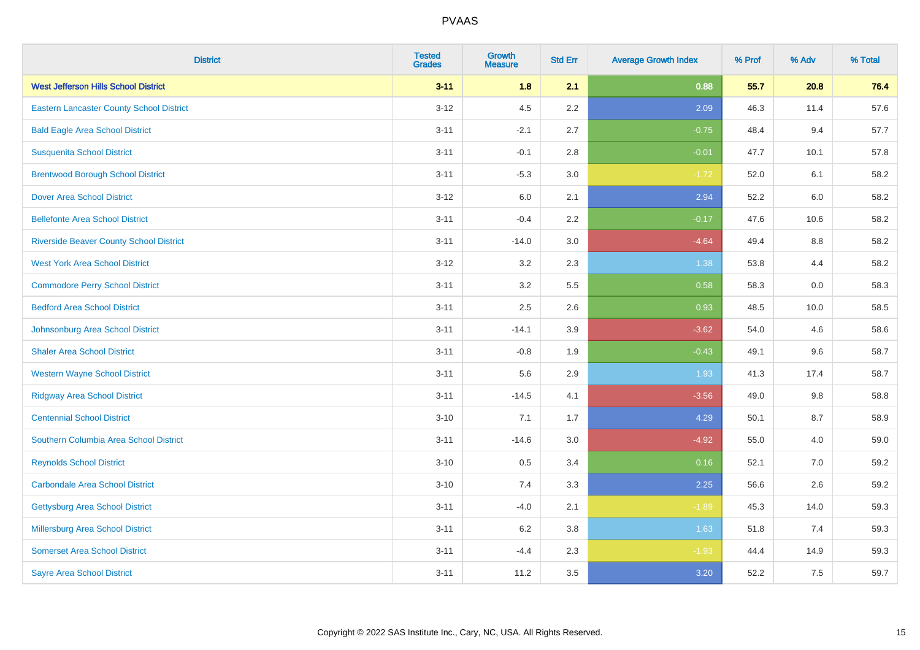# PVAAS

| District | Tested Grades | Growth Measure | Std Err | Average Growth Index | % Prof | % Adv | % Total |
|---|---|---|---|---|---|---|---|
| **West Jefferson Hills School District** | **3-11** | **1.8** | **2.1** | **0.88** | **55.7** | **20.8** | **76.4** |
| Eastern Lancaster County School District | 3-12 | 4.5 | 2.2 | 2.09 | 46.3 | 11.4 | 57.6 |
| Bald Eagle Area School District | 3-11 | -2.1 | 2.7 | -0.75 | 48.4 | 9.4 | 57.7 |
| Susquenita School District | 3-11 | -0.1 | 2.8 | -0.01 | 47.7 | 10.1 | 57.8 |
| Brentwood Borough School District | 3-11 | -5.3 | 3.0 | -1.72 | 52.0 | 6.1 | 58.2 |
| Dover Area School District | 3-12 | 6.0 | 2.1 | 2.94 | 52.2 | 6.0 | 58.2 |
| Bellefonte Area School District | 3-11 | -0.4 | 2.2 | -0.17 | 47.6 | 10.6 | 58.2 |
| Riverside Beaver County School District | 3-11 | -14.0 | 3.0 | -4.64 | 49.4 | 8.8 | 58.2 |
| West York Area School District | 3-12 | 3.2 | 2.3 | 1.38 | 53.8 | 4.4 | 58.2 |
| Commodore Perry School District | 3-11 | 3.2 | 5.5 | 0.58 | 58.3 | 0.0 | 58.3 |
| Bedford Area School District | 3-11 | 2.5 | 2.6 | 0.93 | 48.5 | 10.0 | 58.5 |
| Johnsonburg Area School District | 3-11 | -14.1 | 3.9 | -3.62 | 54.0 | 4.6 | 58.6 |
| Shaler Area School District | 3-11 | -0.8 | 1.9 | -0.43 | 49.1 | 9.6 | 58.7 |
| Western Wayne School District | 3-11 | 5.6 | 2.9 | 1.93 | 41.3 | 17.4 | 58.7 |
| Ridgway Area School District | 3-11 | -14.5 | 4.1 | -3.56 | 49.0 | 9.8 | 58.8 |
| Centennial School District | 3-10 | 7.1 | 1.7 | 4.29 | 50.1 | 8.7 | 58.9 |
| Southern Columbia Area School District | 3-11 | -14.6 | 3.0 | -4.92 | 55.0 | 4.0 | 59.0 |
| Reynolds School District | 3-10 | 0.5 | 3.4 | 0.16 | 52.1 | 7.0 | 59.2 |
| Carbondale Area School District | 3-10 | 7.4 | 3.3 | 2.25 | 56.6 | 2.6 | 59.2 |
| Gettysburg Area School District | 3-11 | -4.0 | 2.1 | -1.89 | 45.3 | 14.0 | 59.3 |
| Millersburg Area School District | 3-11 | 6.2 | 3.8 | 1.63 | 51.8 | 7.4 | 59.3 |
| Somerset Area School District | 3-11 | -4.4 | 2.3 | -1.93 | 44.4 | 14.9 | 59.3 |
| Sayre Area School District | 3-11 | 11.2 | 3.5 | 3.20 | 52.2 | 7.5 | 59.7 |

Copyright © 2022 SAS Institute Inc., Cary, NC, USA. All Rights Reserved.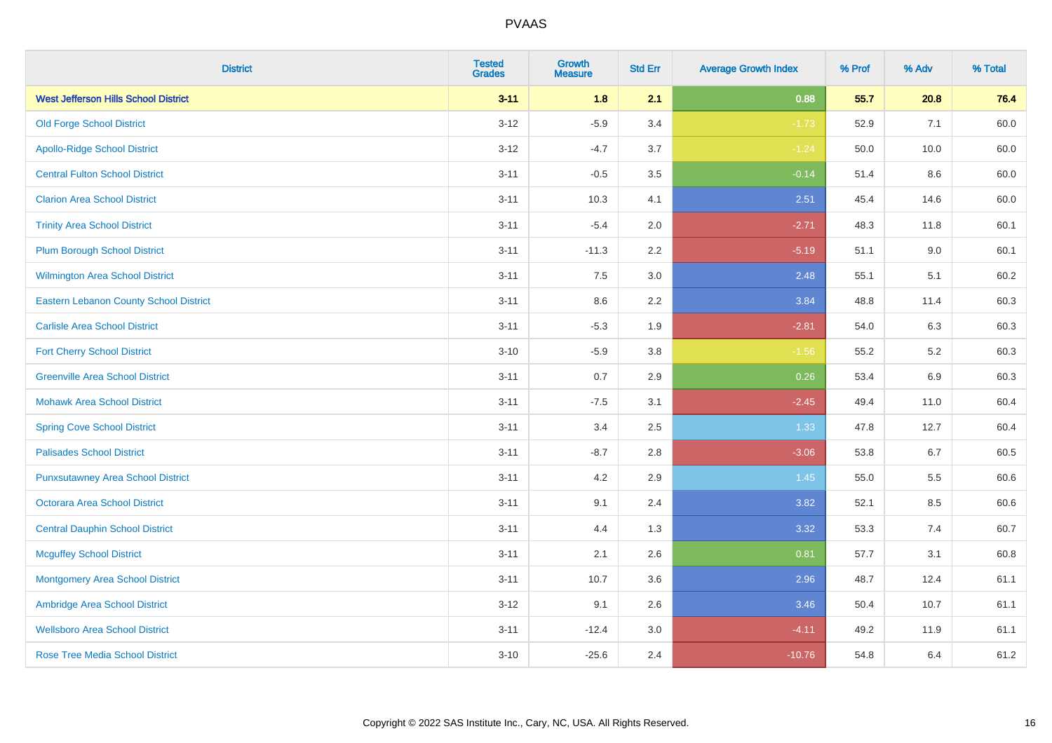# PVAAS

| District | Tested Grades | Growth Measure | Std Err | Average Growth Index | % Prof | % Adv | % Total |
|---|---|---|---|---|---|---|---|
| **West Jefferson Hills School District** | **3-11** | **1.8** | **2.1** | **0.88** | **55.7** | **20.8** | **76.4** |
| Old Forge School District | 3-12 | -5.9 | 3.4 | -1.73 | 52.9 | 7.1 | 60.0 |
| Apollo-Ridge School District | 3-12 | -4.7 | 3.7 | -1.24 | 50.0 | 10.0 | 60.0 |
| Central Fulton School District | 3-11 | -0.5 | 3.5 | -0.14 | 51.4 | 8.6 | 60.0 |
| Clarion Area School District | 3-11 | 10.3 | 4.1 | 2.51 | 45.4 | 14.6 | 60.0 |
| Trinity Area School District | 3-11 | -5.4 | 2.0 | -2.71 | 48.3 | 11.8 | 60.1 |
| Plum Borough School District | 3-11 | -11.3 | 2.2 | -5.19 | 51.1 | 9.0 | 60.1 |
| Wilmington Area School District | 3-11 | 7.5 | 3.0 | 2.48 | 55.1 | 5.1 | 60.2 |
| Eastern Lebanon County School District | 3-11 | 8.6 | 2.2 | 3.84 | 48.8 | 11.4 | 60.3 |
| Carlisle Area School District | 3-11 | -5.3 | 1.9 | -2.81 | 54.0 | 6.3 | 60.3 |
| Fort Cherry School District | 3-10 | -5.9 | 3.8 | -1.56 | 55.2 | 5.2 | 60.3 |
| Greenville Area School District | 3-11 | 0.7 | 2.9 | 0.26 | 53.4 | 6.9 | 60.3 |
| Mohawk Area School District | 3-11 | -7.5 | 3.1 | -2.45 | 49.4 | 11.0 | 60.4 |
| Spring Cove School District | 3-11 | 3.4 | 2.5 | 1.33 | 47.8 | 12.7 | 60.4 |
| Palisades School District | 3-11 | -8.7 | 2.8 | -3.06 | 53.8 | 6.7 | 60.5 |
| Punxsutawney Area School District | 3-11 | 4.2 | 2.9 | 1.45 | 55.0 | 5.5 | 60.6 |
| Octorara Area School District | 3-11 | 9.1 | 2.4 | 3.82 | 52.1 | 8.5 | 60.6 |
| Central Dauphin School District | 3-11 | 4.4 | 1.3 | 3.32 | 53.3 | 7.4 | 60.7 |
| Mcguffey School District | 3-11 | 2.1 | 2.6 | 0.81 | 57.7 | 3.1 | 60.8 |
| Montgomery Area School District | 3-11 | 10.7 | 3.6 | 2.96 | 48.7 | 12.4 | 61.1 |
| Ambridge Area School District | 3-12 | 9.1 | 2.6 | 3.46 | 50.4 | 10.7 | 61.1 |
| Wellsboro Area School District | 3-11 | -12.4 | 3.0 | -4.11 | 49.2 | 11.9 | 61.1 |
| Rose Tree Media School District | 3-10 | -25.6 | 2.4 | -10.76 | 54.8 | 6.4 | 61.2 |

Copyright © 2022 SAS Institute Inc., Cary, NC, USA. All Rights Reserved.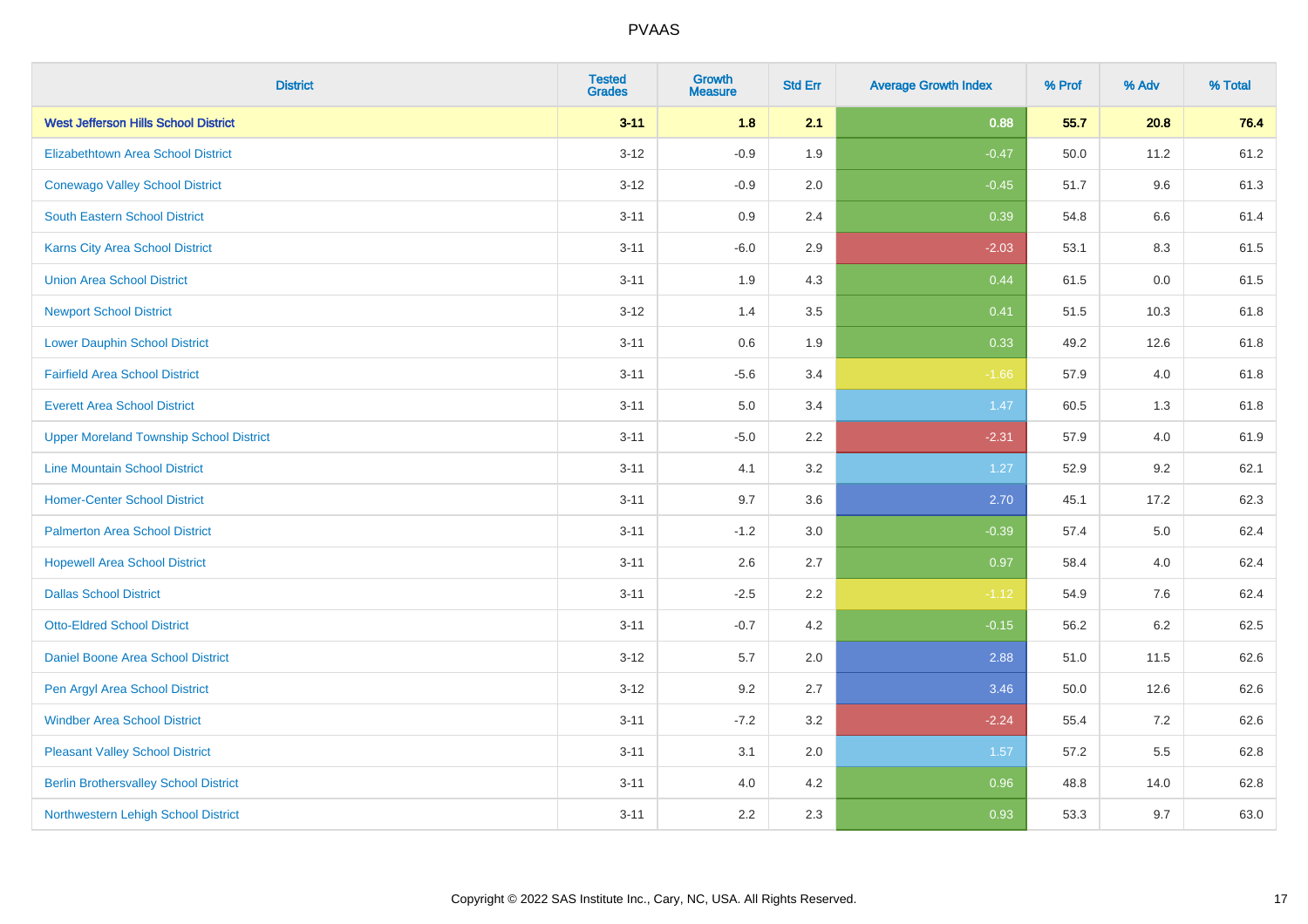# PVAAS

| District | Tested Grades | Growth Measure | Std Err | Average Growth Index | % Prof | % Adv | % Total |
|---|---|---|---|---|---|---|---|
| **West Jefferson Hills School District** | **3-11** | **1.8** | **2.1** | **0.88** | **55.7** | **20.8** | **76.4** |
| Elizabethtown Area School District | 3-12 | -0.9 | 1.9 | -0.47 | 50.0 | 11.2 | 61.2 |
| Conewago Valley School District | 3-12 | -0.9 | 2.0 | -0.45 | 51.7 | 9.6 | 61.3 |
| South Eastern School District | 3-11 | 0.9 | 2.4 | 0.39 | 54.8 | 6.6 | 61.4 |
| Karns City Area School District | 3-11 | -6.0 | 2.9 | -2.03 | 53.1 | 8.3 | 61.5 |
| Union Area School District | 3-11 | 1.9 | 4.3 | 0.44 | 61.5 | 0.0 | 61.5 |
| Newport School District | 3-12 | 1.4 | 3.5 | 0.41 | 51.5 | 10.3 | 61.8 |
| Lower Dauphin School District | 3-11 | 0.6 | 1.9 | 0.33 | 49.2 | 12.6 | 61.8 |
| Fairfield Area School District | 3-11 | -5.6 | 3.4 | -1.66 | 57.9 | 4.0 | 61.8 |
| Everett Area School District | 3-11 | 5.0 | 3.4 | 1.47 | 60.5 | 1.3 | 61.8 |
| Upper Moreland Township School District | 3-11 | -5.0 | 2.2 | -2.31 | 57.9 | 4.0 | 61.9 |
| Line Mountain School District | 3-11 | 4.1 | 3.2 | 1.27 | 52.9 | 9.2 | 62.1 |
| Homer-Center School District | 3-11 | 9.7 | 3.6 | 2.70 | 45.1 | 17.2 | 62.3 |
| Palmerton Area School District | 3-11 | -1.2 | 3.0 | -0.39 | 57.4 | 5.0 | 62.4 |
| Hopewell Area School District | 3-11 | 2.6 | 2.7 | 0.97 | 58.4 | 4.0 | 62.4 |
| Dallas School District | 3-11 | -2.5 | 2.2 | -1.12 | 54.9 | 7.6 | 62.4 |
| Otto-Eldred School District | 3-11 | -0.7 | 4.2 | -0.15 | 56.2 | 6.2 | 62.5 |
| Daniel Boone Area School District | 3-12 | 5.7 | 2.0 | 2.88 | 51.0 | 11.5 | 62.6 |
| Pen Argyl Area School District | 3-12 | 9.2 | 2.7 | 3.46 | 50.0 | 12.6 | 62.6 |
| Windber Area School District | 3-11 | -7.2 | 3.2 | -2.24 | 55.4 | 7.2 | 62.6 |
| Pleasant Valley School District | 3-11 | 3.1 | 2.0 | 1.57 | 57.2 | 5.5 | 62.8 |
| Berlin Brothersvalley School District | 3-11 | 4.0 | 4.2 | 0.96 | 48.8 | 14.0 | 62.8 |
| Northwestern Lehigh School District | 3-11 | 2.2 | 2.3 | 0.93 | 53.3 | 9.7 | 63.0 |

Copyright © 2022 SAS Institute Inc., Cary, NC, USA. All Rights Reserved.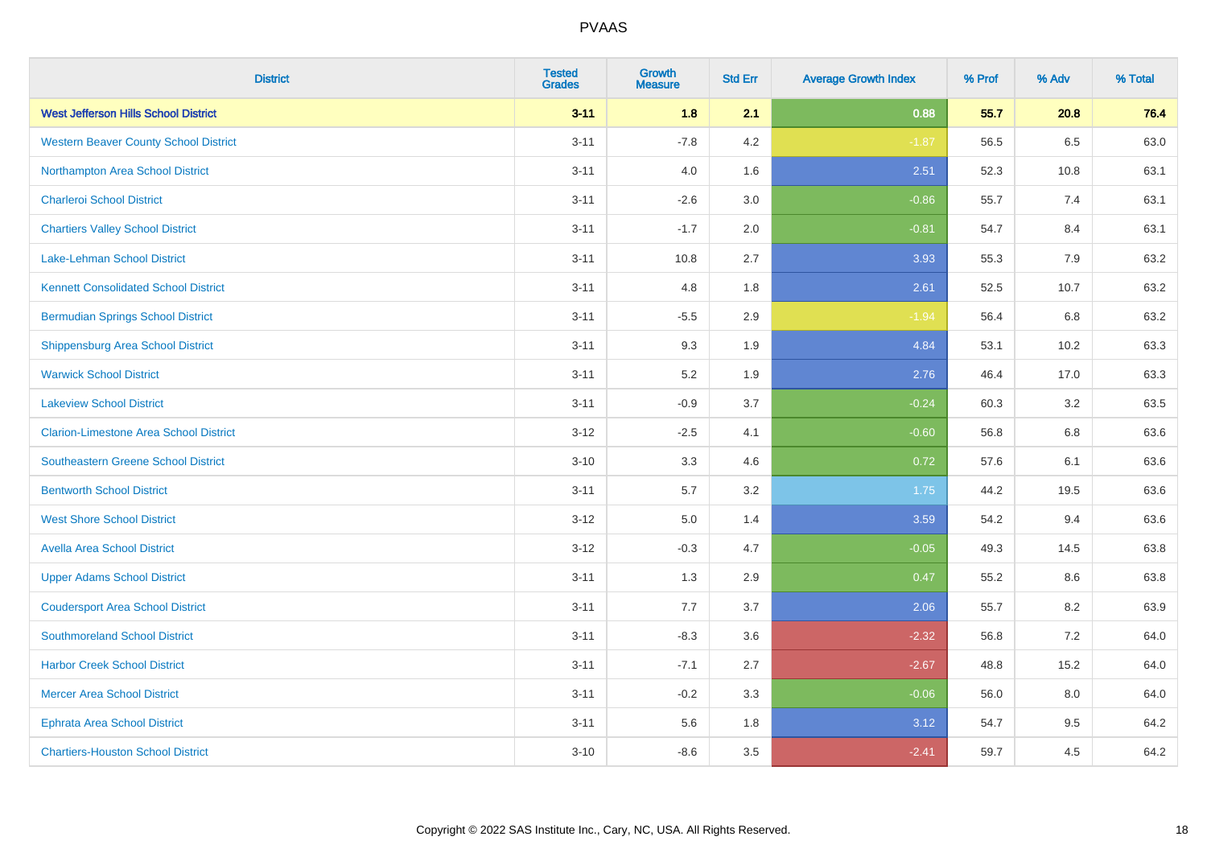| District | Tested Grades | Growth Measure | Std Err | Average Growth Index | % Prof | % Adv | % Total |
|---|---|---|---|---|---|---|---|
| **West Jefferson Hills School District** | **3-11** | **1.8** | **2.1** | **0.88** | **55.7** | **20.8** | **76.4** |
| Western Beaver County School District | 3-11 | -7.8 | 4.2 | -1.87 | 56.5 | 6.5 | 63.0 |
| Northampton Area School District | 3-11 | 4.0 | 1.6 | 2.51 | 52.3 | 10.8 | 63.1 |
| Charleroi School District | 3-11 | -2.6 | 3.0 | -0.86 | 55.7 | 7.4 | 63.1 |
| Chartiers Valley School District | 3-11 | -1.7 | 2.0 | -0.81 | 54.7 | 8.4 | 63.1 |
| Lake-Lehman School District | 3-11 | 10.8 | 2.7 | 3.93 | 55.3 | 7.9 | 63.2 |
| Kennett Consolidated School District | 3-11 | 4.8 | 1.8 | 2.61 | 52.5 | 10.7 | 63.2 |
| Bermudian Springs School District | 3-11 | -5.5 | 2.9 | -1.94 | 56.4 | 6.8 | 63.2 |
| Shippensburg Area School District | 3-11 | 9.3 | 1.9 | 4.84 | 53.1 | 10.2 | 63.3 |
| Warwick School District | 3-11 | 5.2 | 1.9 | 2.76 | 46.4 | 17.0 | 63.3 |
| Lakeview School District | 3-11 | -0.9 | 3.7 | -0.24 | 60.3 | 3.2 | 63.5 |
| Clarion-Limestone Area School District | 3-12 | -2.5 | 4.1 | -0.60 | 56.8 | 6.8 | 63.6 |
| Southeastern Greene School District | 3-10 | 3.3 | 4.6 | 0.72 | 57.6 | 6.1 | 63.6 |
| Bentworth School District | 3-11 | 5.7 | 3.2 | 1.75 | 44.2 | 19.5 | 63.6 |
| West Shore School District | 3-12 | 5.0 | 1.4 | 3.59 | 54.2 | 9.4 | 63.6 |
| Avella Area School District | 3-12 | -0.3 | 4.7 | -0.05 | 49.3 | 14.5 | 63.8 |
| Upper Adams School District | 3-11 | 1.3 | 2.9 | 0.47 | 55.2 | 8.6 | 63.8 |
| Coudersport Area School District | 3-11 | 7.7 | 3.7 | 2.06 | 55.7 | 8.2 | 63.9 |
| Southmoreland School District | 3-11 | -8.3 | 3.6 | -2.32 | 56.8 | 7.2 | 64.0 |
| Harbor Creek School District | 3-11 | -7.1 | 2.7 | -2.67 | 48.8 | 15.2 | 64.0 |
| Mercer Area School District | 3-11 | -0.2 | 3.3 | -0.06 | 56.0 | 8.0 | 64.0 |
| Ephrata Area School District | 3-11 | 5.6 | 1.8 | 3.12 | 54.7 | 9.5 | 64.2 |
| Chartiers-Houston School District | 3-10 | -8.6 | 3.5 | -2.41 | 59.7 | 4.5 | 64.2 |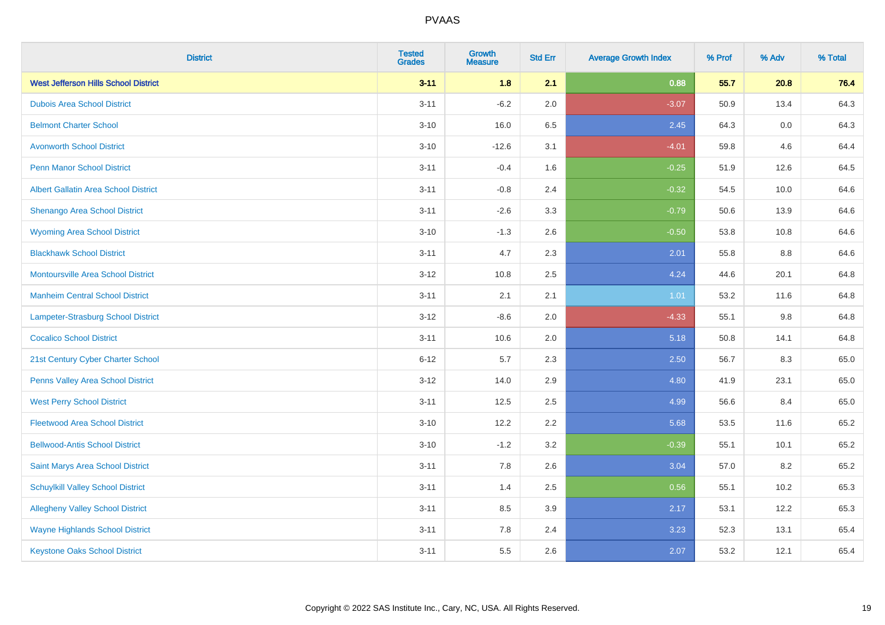| District | Tested Grades | Growth Measure | Std Err | Average Growth Index | % Prof | % Adv | % Total |
|---|---|---|---|---|---|---|---|
| **West Jefferson Hills School District** | **3-11** | **1.8** | **2.1** | **0.88** | **55.7** | **20.8** | **76.4** |
| Dubois Area School District | 3-11 | -6.2 | 2.0 | -3.07 | 50.9 | 13.4 | 64.3 |
| Belmont Charter School | 3-10 | 16.0 | 6.5 | 2.45 | 64.3 | 0.0 | 64.3 |
| Avonworth School District | 3-10 | -12.6 | 3.1 | -4.01 | 59.8 | 4.6 | 64.4 |
| Penn Manor School District | 3-11 | -0.4 | 1.6 | -0.25 | 51.9 | 12.6 | 64.5 |
| Albert Gallatin Area School District | 3-11 | -0.8 | 2.4 | -0.32 | 54.5 | 10.0 | 64.6 |
| Shenango Area School District | 3-11 | -2.6 | 3.3 | -0.79 | 50.6 | 13.9 | 64.6 |
| Wyoming Area School District | 3-10 | -1.3 | 2.6 | -0.50 | 53.8 | 10.8 | 64.6 |
| Blackhawk School District | 3-11 | 4.7 | 2.3 | 2.01 | 55.8 | 8.8 | 64.6 |
| Montoursville Area School District | 3-12 | 10.8 | 2.5 | 4.24 | 44.6 | 20.1 | 64.8 |
| Manheim Central School District | 3-11 | 2.1 | 2.1 | 1.01 | 53.2 | 11.6 | 64.8 |
| Lampeter-Strasburg School District | 3-12 | -8.6 | 2.0 | -4.33 | 55.1 | 9.8 | 64.8 |
| Cocalico School District | 3-11 | 10.6 | 2.0 | 5.18 | 50.8 | 14.1 | 64.8 |
| 21st Century Cyber Charter School | 6-12 | 5.7 | 2.3 | 2.50 | 56.7 | 8.3 | 65.0 |
| Penns Valley Area School District | 3-12 | 14.0 | 2.9 | 4.80 | 41.9 | 23.1 | 65.0 |
| West Perry School District | 3-11 | 12.5 | 2.5 | 4.99 | 56.6 | 8.4 | 65.0 |
| Fleetwood Area School District | 3-10 | 12.2 | 2.2 | 5.68 | 53.5 | 11.6 | 65.2 |
| Bellwood-Antis School District | 3-10 | -1.2 | 3.2 | -0.39 | 55.1 | 10.1 | 65.2 |
| Saint Marys Area School District | 3-11 | 7.8 | 2.6 | 3.04 | 57.0 | 8.2 | 65.2 |
| Schuylkill Valley School District | 3-11 | 1.4 | 2.5 | 0.56 | 55.1 | 10.2 | 65.3 |
| Allegheny Valley School District | 3-11 | 8.5 | 3.9 | 2.17 | 53.1 | 12.2 | 65.3 |
| Wayne Highlands School District | 3-11 | 7.8 | 2.4 | 3.23 | 52.3 | 13.1 | 65.4 |
| Keystone Oaks School District | 3-11 | 5.5 | 2.6 | 2.07 | 53.2 | 12.1 | 65.4 |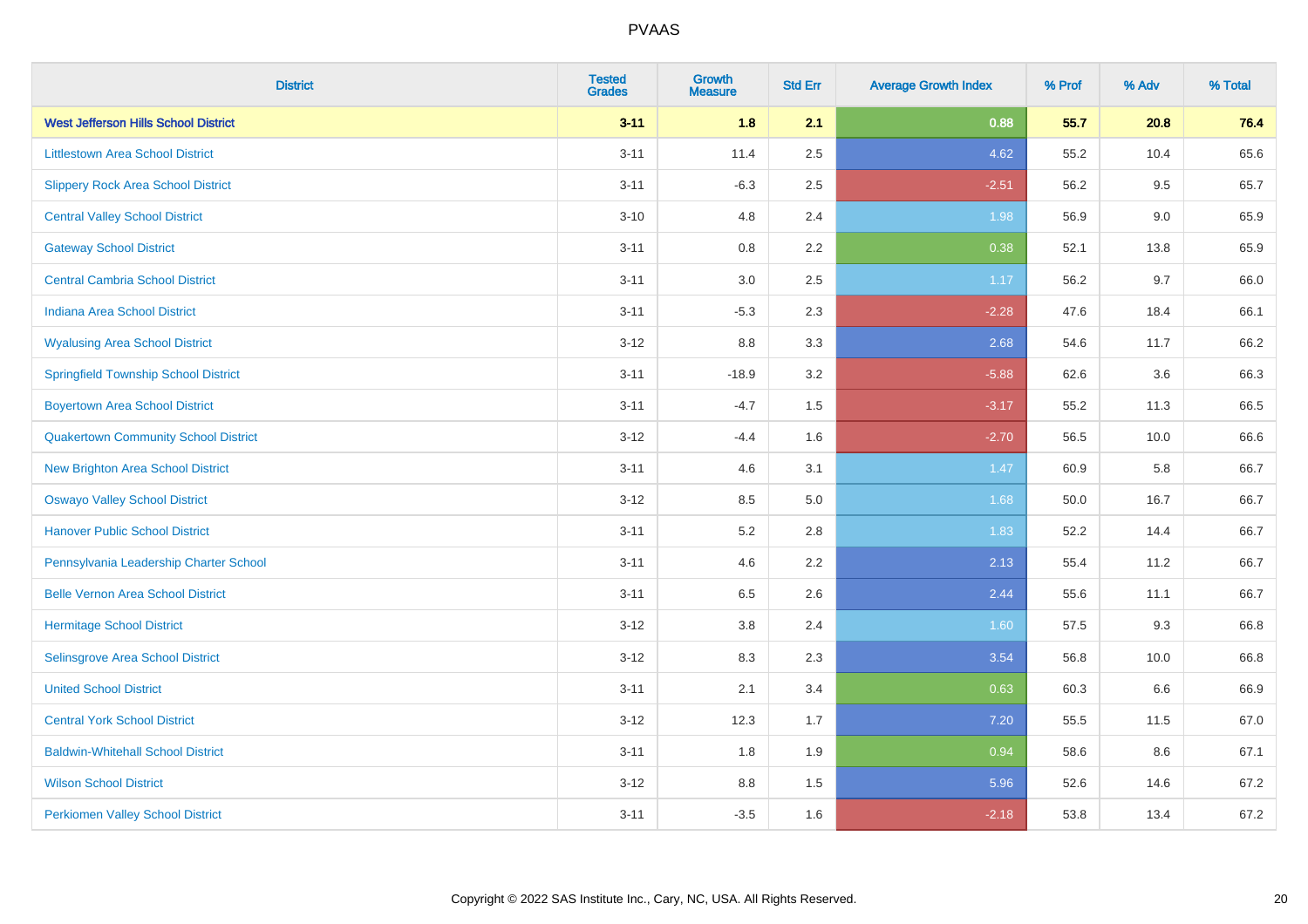# PVAAS

| District | Tested Grades | Growth Measure | Std Err | Average Growth Index | % Prof | % Adv | % Total |
|---|---|---|---|---|---|---|---|
| **West Jefferson Hills School District** | **3-11** | **1.8** | **2.1** | **0.88** | **55.7** | **20.8** | **76.4** |
| Littlestown Area School District | 3-11 | 11.4 | 2.5 | 4.62 | 55.2 | 10.4 | 65.6 |
| Slippery Rock Area School District | 3-11 | -6.3 | 2.5 | -2.51 | 56.2 | 9.5 | 65.7 |
| Central Valley School District | 3-10 | 4.8 | 2.4 | 1.98 | 56.9 | 9.0 | 65.9 |
| Gateway School District | 3-11 | 0.8 | 2.2 | 0.38 | 52.1 | 13.8 | 65.9 |
| Central Cambria School District | 3-11 | 3.0 | 2.5 | 1.17 | 56.2 | 9.7 | 66.0 |
| Indiana Area School District | 3-11 | -5.3 | 2.3 | -2.28 | 47.6 | 18.4 | 66.1 |
| Wyalusing Area School District | 3-12 | 8.8 | 3.3 | 2.68 | 54.6 | 11.7 | 66.2 |
| Springfield Township School District | 3-11 | -18.9 | 3.2 | -5.88 | 62.6 | 3.6 | 66.3 |
| Boyertown Area School District | 3-11 | -4.7 | 1.5 | -3.17 | 55.2 | 11.3 | 66.5 |
| Quakertown Community School District | 3-12 | -4.4 | 1.6 | -2.70 | 56.5 | 10.0 | 66.6 |
| New Brighton Area School District | 3-11 | 4.6 | 3.1 | 1.47 | 60.9 | 5.8 | 66.7 |
| Oswayo Valley School District | 3-12 | 8.5 | 5.0 | 1.68 | 50.0 | 16.7 | 66.7 |
| Hanover Public School District | 3-11 | 5.2 | 2.8 | 1.83 | 52.2 | 14.4 | 66.7 |
| Pennsylvania Leadership Charter School | 3-11 | 4.6 | 2.2 | 2.13 | 55.4 | 11.2 | 66.7 |
| Belle Vernon Area School District | 3-11 | 6.5 | 2.6 | 2.44 | 55.6 | 11.1 | 66.7 |
| Hermitage School District | 3-12 | 3.8 | 2.4 | 1.60 | 57.5 | 9.3 | 66.8 |
| Selinsgrove Area School District | 3-12 | 8.3 | 2.3 | 3.54 | 56.8 | 10.0 | 66.8 |
| United School District | 3-11 | 2.1 | 3.4 | 0.63 | 60.3 | 6.6 | 66.9 |
| Central York School District | 3-12 | 12.3 | 1.7 | 7.20 | 55.5 | 11.5 | 67.0 |
| Baldwin-Whitehall School District | 3-11 | 1.8 | 1.9 | 0.94 | 58.6 | 8.6 | 67.1 |
| Wilson School District | 3-12 | 8.8 | 1.5 | 5.96 | 52.6 | 14.6 | 67.2 |
| Perkiomen Valley School District | 3-11 | -3.5 | 1.6 | -2.18 | 53.8 | 13.4 | 67.2 |

Copyright © 2022 SAS Institute Inc., Cary, NC, USA. All Rights Reserved.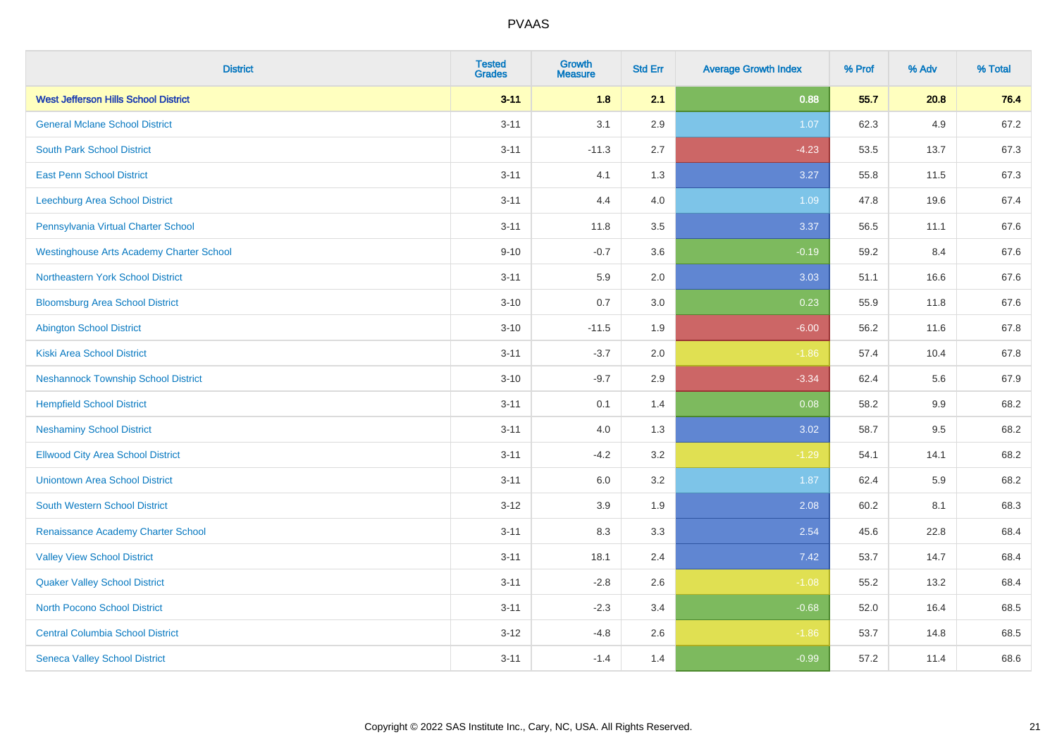# PVAAS

| District | Tested Grades | Growth Measure | Std Err | Average Growth Index | % Prof | % Adv | % Total |
|---|---|---|---|---|---|---|---|
| **West Jefferson Hills School District** | **3-11** | **1.8** | **2.1** | **0.88** | **55.7** | **20.8** | **76.4** |
| General Mclane School District | 3-11 | 3.1 | 2.9 | 1.07 | 62.3 | 4.9 | 67.2 |
| South Park School District | 3-11 | -11.3 | 2.7 | -4.23 | 53.5 | 13.7 | 67.3 |
| East Penn School District | 3-11 | 4.1 | 1.3 | 3.27 | 55.8 | 11.5 | 67.3 |
| Leechburg Area School District | 3-11 | 4.4 | 4.0 | 1.09 | 47.8 | 19.6 | 67.4 |
| Pennsylvania Virtual Charter School | 3-11 | 11.8 | 3.5 | 3.37 | 56.5 | 11.1 | 67.6 |
| Westinghouse Arts Academy Charter School | 9-10 | -0.7 | 3.6 | -0.19 | 59.2 | 8.4 | 67.6 |
| Northeastern York School District | 3-11 | 5.9 | 2.0 | 3.03 | 51.1 | 16.6 | 67.6 |
| Bloomsburg Area School District | 3-10 | 0.7 | 3.0 | 0.23 | 55.9 | 11.8 | 67.6 |
| Abington School District | 3-10 | -11.5 | 1.9 | -6.00 | 56.2 | 11.6 | 67.8 |
| Kiski Area School District | 3-11 | -3.7 | 2.0 | -1.86 | 57.4 | 10.4 | 67.8 |
| Neshannock Township School District | 3-10 | -9.7 | 2.9 | -3.34 | 62.4 | 5.6 | 67.9 |
| Hempfield School District | 3-11 | 0.1 | 1.4 | 0.08 | 58.2 | 9.9 | 68.2 |
| Neshaminy School District | 3-11 | 4.0 | 1.3 | 3.02 | 58.7 | 9.5 | 68.2 |
| Ellwood City Area School District | 3-11 | -4.2 | 3.2 | -1.29 | 54.1 | 14.1 | 68.2 |
| Uniontown Area School District | 3-11 | 6.0 | 3.2 | 1.87 | 62.4 | 5.9 | 68.2 |
| South Western School District | 3-12 | 3.9 | 1.9 | 2.08 | 60.2 | 8.1 | 68.3 |
| Renaissance Academy Charter School | 3-11 | 8.3 | 3.3 | 2.54 | 45.6 | 22.8 | 68.4 |
| Valley View School District | 3-11 | 18.1 | 2.4 | 7.42 | 53.7 | 14.7 | 68.4 |
| Quaker Valley School District | 3-11 | -2.8 | 2.6 | -1.08 | 55.2 | 13.2 | 68.4 |
| North Pocono School District | 3-11 | -2.3 | 3.4 | -0.68 | 52.0 | 16.4 | 68.5 |
| Central Columbia School District | 3-12 | -4.8 | 2.6 | -1.86 | 53.7 | 14.8 | 68.5 |
| Seneca Valley School District | 3-11 | -1.4 | 1.4 | -0.99 | 57.2 | 11.4 | 68.6 |

Copyright © 2022 SAS Institute Inc., Cary, NC, USA. All Rights Reserved.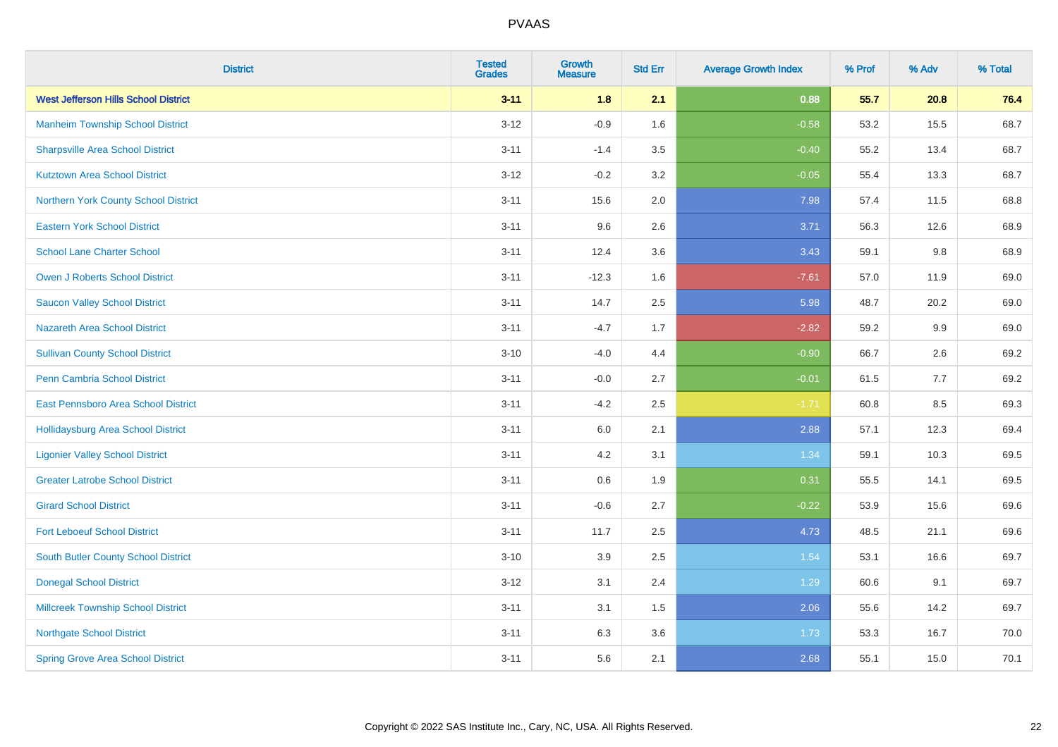# PVAAS

| District | Tested Grades | Growth Measure | Std Err | Average Growth Index | % Prof | % Adv | % Total |
|---|---|---|---|---|---|---|---|
| **West Jefferson Hills School District** | **3-11** | **1.8** | **2.1** | **0.88** | **55.7** | **20.8** | **76.4** |
| Manheim Township School District | 3-12 | -0.9 | 1.6 | -0.58 | 53.2 | 15.5 | 68.7 |
| Sharpsville Area School District | 3-11 | -1.4 | 3.5 | -0.40 | 55.2 | 13.4 | 68.7 |
| Kutztown Area School District | 3-12 | -0.2 | 3.2 | -0.05 | 55.4 | 13.3 | 68.7 |
| Northern York County School District | 3-11 | 15.6 | 2.0 | 7.98 | 57.4 | 11.5 | 68.8 |
| Eastern York School District | 3-11 | 9.6 | 2.6 | 3.71 | 56.3 | 12.6 | 68.9 |
| School Lane Charter School | 3-11 | 12.4 | 3.6 | 3.43 | 59.1 | 9.8 | 68.9 |
| Owen J Roberts School District | 3-11 | -12.3 | 1.6 | -7.61 | 57.0 | 11.9 | 69.0 |
| Saucon Valley School District | 3-11 | 14.7 | 2.5 | 5.98 | 48.7 | 20.2 | 69.0 |
| Nazareth Area School District | 3-11 | -4.7 | 1.7 | -2.82 | 59.2 | 9.9 | 69.0 |
| Sullivan County School District | 3-10 | -4.0 | 4.4 | -0.90 | 66.7 | 2.6 | 69.2 |
| Penn Cambria School District | 3-11 | -0.0 | 2.7 | -0.01 | 61.5 | 7.7 | 69.2 |
| East Pennsboro Area School District | 3-11 | -4.2 | 2.5 | -1.71 | 60.8 | 8.5 | 69.3 |
| Hollidaysburg Area School District | 3-11 | 6.0 | 2.1 | 2.88 | 57.1 | 12.3 | 69.4 |
| Ligonier Valley School District | 3-11 | 4.2 | 3.1 | 1.34 | 59.1 | 10.3 | 69.5 |
| Greater Latrobe School District | 3-11 | 0.6 | 1.9 | 0.31 | 55.5 | 14.1 | 69.5 |
| Girard School District | 3-11 | -0.6 | 2.7 | -0.22 | 53.9 | 15.6 | 69.6 |
| Fort Leboeuf School District | 3-11 | 11.7 | 2.5 | 4.73 | 48.5 | 21.1 | 69.6 |
| South Butler County School District | 3-10 | 3.9 | 2.5 | 1.54 | 53.1 | 16.6 | 69.7 |
| Donegal School District | 3-12 | 3.1 | 2.4 | 1.29 | 60.6 | 9.1 | 69.7 |
| Millcreek Township School District | 3-11 | 3.1 | 1.5 | 2.06 | 55.6 | 14.2 | 69.7 |
| Northgate School District | 3-11 | 6.3 | 3.6 | 1.73 | 53.3 | 16.7 | 70.0 |
| Spring Grove Area School District | 3-11 | 5.6 | 2.1 | 2.68 | 55.1 | 15.0 | 70.1 |

Copyright © 2022 SAS Institute Inc., Cary, NC, USA. All Rights Reserved.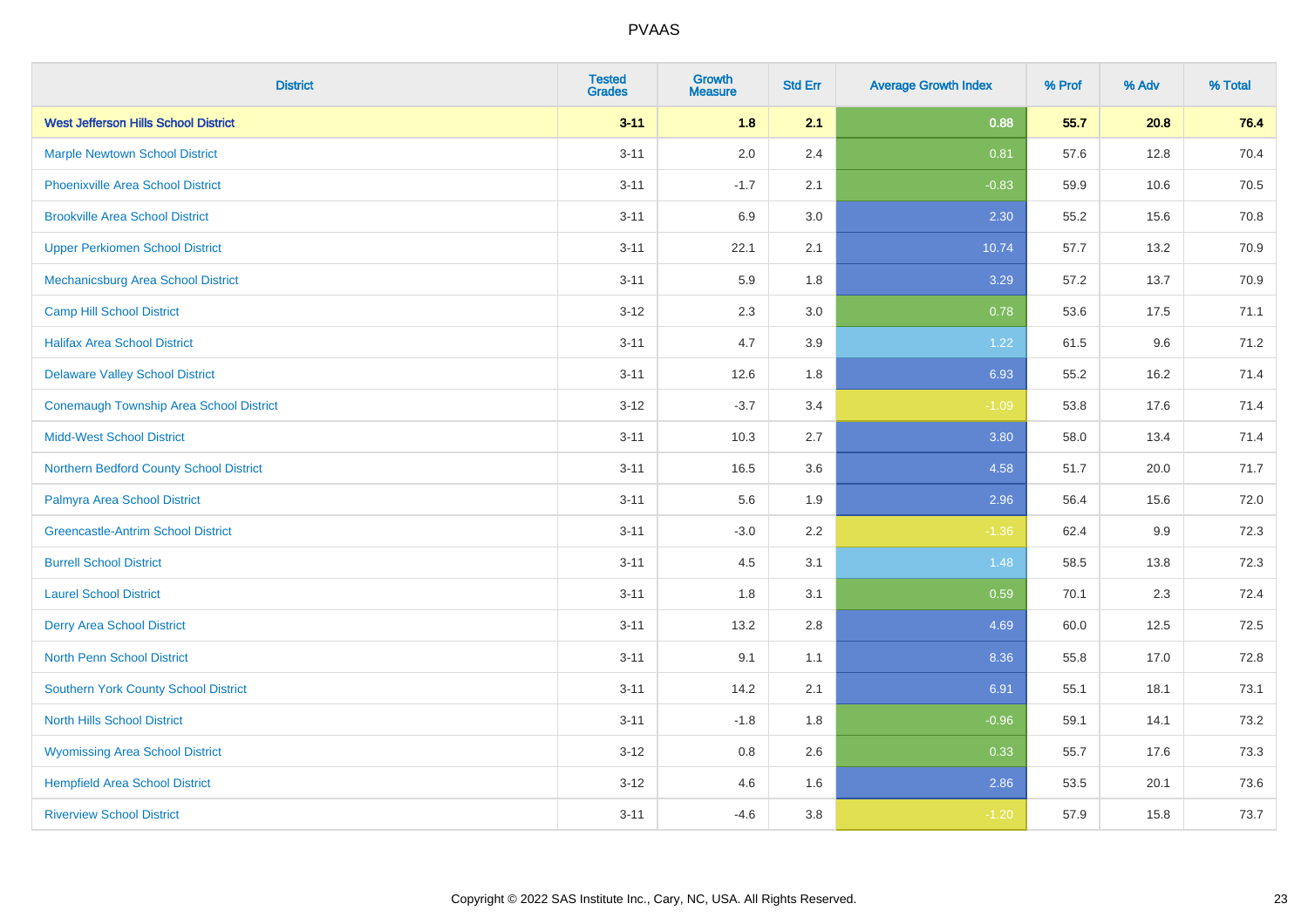| District | Tested Grades | Growth Measure | Std Err | Average Growth Index | % Prof | % Adv | % Total |
|---|---|---|---|---|---|---|---|
| **West Jefferson Hills School District** | **3-11** | **1.8** | **2.1** | **0.88** | **55.7** | **20.8** | **76.4** |
| Marple Newtown School District | 3-11 | 2.0 | 2.4 | 0.81 | 57.6 | 12.8 | 70.4 |
| Phoenixville Area School District | 3-11 | -1.7 | 2.1 | -0.83 | 59.9 | 10.6 | 70.5 |
| Brookville Area School District | 3-11 | 6.9 | 3.0 | 2.30 | 55.2 | 15.6 | 70.8 |
| Upper Perkiomen School District | 3-11 | 22.1 | 2.1 | 10.74 | 57.7 | 13.2 | 70.9 |
| Mechanicsburg Area School District | 3-11 | 5.9 | 1.8 | 3.29 | 57.2 | 13.7 | 70.9 |
| Camp Hill School District | 3-12 | 2.3 | 3.0 | 0.78 | 53.6 | 17.5 | 71.1 |
| Halifax Area School District | 3-11 | 4.7 | 3.9 | 1.22 | 61.5 | 9.6 | 71.2 |
| Delaware Valley School District | 3-11 | 12.6 | 1.8 | 6.93 | 55.2 | 16.2 | 71.4 |
| Conemaugh Township Area School District | 3-12 | -3.7 | 3.4 | -1.09 | 53.8 | 17.6 | 71.4 |
| Midd-West School District | 3-11 | 10.3 | 2.7 | 3.80 | 58.0 | 13.4 | 71.4 |
| Northern Bedford County School District | 3-11 | 16.5 | 3.6 | 4.58 | 51.7 | 20.0 | 71.7 |
| Palmyra Area School District | 3-11 | 5.6 | 1.9 | 2.96 | 56.4 | 15.6 | 72.0 |
| Greencastle-Antrim School District | 3-11 | -3.0 | 2.2 | -1.36 | 62.4 | 9.9 | 72.3 |
| Burrell School District | 3-11 | 4.5 | 3.1 | 1.48 | 58.5 | 13.8 | 72.3 |
| Laurel School District | 3-11 | 1.8 | 3.1 | 0.59 | 70.1 | 2.3 | 72.4 |
| Derry Area School District | 3-11 | 13.2 | 2.8 | 4.69 | 60.0 | 12.5 | 72.5 |
| North Penn School District | 3-11 | 9.1 | 1.1 | 8.36 | 55.8 | 17.0 | 72.8 |
| Southern York County School District | 3-11 | 14.2 | 2.1 | 6.91 | 55.1 | 18.1 | 73.1 |
| North Hills School District | 3-11 | -1.8 | 1.8 | -0.96 | 59.1 | 14.1 | 73.2 |
| Wyomissing Area School District | 3-12 | 0.8 | 2.6 | 0.33 | 55.7 | 17.6 | 73.3 |
| Hempfield Area School District | 3-12 | 4.6 | 1.6 | 2.86 | 53.5 | 20.1 | 73.6 |
| Riverview School District | 3-11 | -4.6 | 3.8 | -1.20 | 57.9 | 15.8 | 73.7 |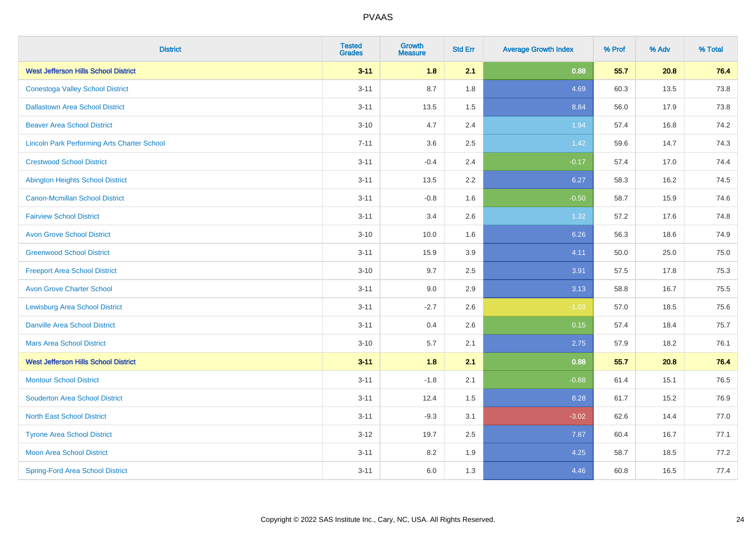| District | Tested Grades | Growth Measure | Std Err | Average Growth Index | % Prof | % Adv | % Total |
|---|---|---|---|---|---|---|---|
| **West Jefferson Hills School District** | **3-11** | **1.8** | **2.1** | **0.88** | **55.7** | **20.8** | **76.4** |
| Conestoga Valley School District | 3-11 | 8.7 | 1.8 | 4.69 | 60.3 | 13.5 | 73.8 |
| Dallastown Area School District | 3-11 | 13.5 | 1.5 | 8.84 | 56.0 | 17.9 | 73.8 |
| Beaver Area School District | 3-10 | 4.7 | 2.4 | 1.94 | 57.4 | 16.8 | 74.2 |
| Lincoln Park Performing Arts Charter School | 7-11 | 3.6 | 2.5 | 1.42 | 59.6 | 14.7 | 74.3 |
| Crestwood School District | 3-11 | -0.4 | 2.4 | -0.17 | 57.4 | 17.0 | 74.4 |
| Abington Heights School District | 3-11 | 13.5 | 2.2 | 6.27 | 58.3 | 16.2 | 74.5 |
| Canon-Mcmillan School District | 3-11 | -0.8 | 1.6 | -0.50 | 58.7 | 15.9 | 74.6 |
| Fairview School District | 3-11 | 3.4 | 2.6 | 1.32 | 57.2 | 17.6 | 74.8 |
| Avon Grove School District | 3-10 | 10.0 | 1.6 | 6.26 | 56.3 | 18.6 | 74.9 |
| Greenwood School District | 3-11 | 15.9 | 3.9 | 4.11 | 50.0 | 25.0 | 75.0 |
| Freeport Area School District | 3-10 | 9.7 | 2.5 | 3.91 | 57.5 | 17.8 | 75.3 |
| Avon Grove Charter School | 3-11 | 9.0 | 2.9 | 3.13 | 58.8 | 16.7 | 75.5 |
| Lewisburg Area School District | 3-11 | -2.7 | 2.6 | -1.03 | 57.0 | 18.5 | 75.6 |
| Danville Area School District | 3-11 | 0.4 | 2.6 | 0.15 | 57.4 | 18.4 | 75.7 |
| Mars Area School District | 3-10 | 5.7 | 2.1 | 2.75 | 57.9 | 18.2 | 76.1 |
| **West Jefferson Hills School District** | **3-11** | **1.8** | **2.1** | **0.88** | **55.7** | **20.8** | **76.4** |
| Montour School District | 3-11 | -1.8 | 2.1 | -0.88 | 61.4 | 15.1 | 76.5 |
| Souderton Area School District | 3-11 | 12.4 | 1.5 | 8.28 | 61.7 | 15.2 | 76.9 |
| North East School District | 3-11 | -9.3 | 3.1 | -3.02 | 62.6 | 14.4 | 77.0 |
| Tyrone Area School District | 3-12 | 19.7 | 2.5 | 7.87 | 60.4 | 16.7 | 77.1 |
| Moon Area School District | 3-11 | 8.2 | 1.9 | 4.25 | 58.7 | 18.5 | 77.2 |
| Spring-Ford Area School District | 3-11 | 6.0 | 1.3 | 4.46 | 60.8 | 16.5 | 77.4 |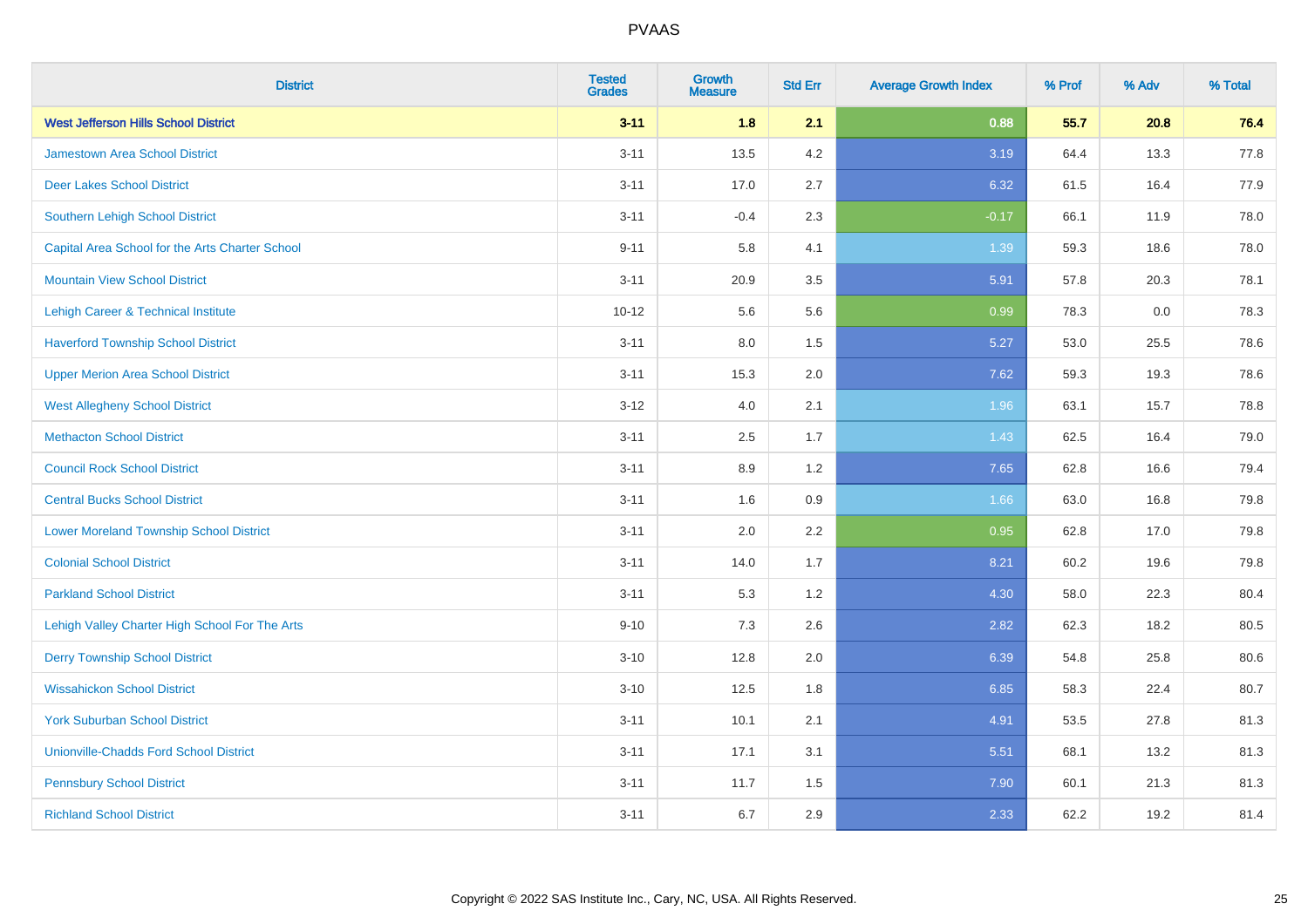| District | Tested Grades | Growth Measure | Std Err | Average Growth Index | % Prof | % Adv | % Total |
|---|---|---|---|---|---|---|---|
| **West Jefferson Hills School District** | **3-11** | **1.8** | **2.1** | **0.88** | **55.7** | **20.8** | **76.4** |
| Jamestown Area School District | 3-11 | 13.5 | 4.2 | 3.19 | 64.4 | 13.3 | 77.8 |
| Deer Lakes School District | 3-11 | 17.0 | 2.7 | 6.32 | 61.5 | 16.4 | 77.9 |
| Southern Lehigh School District | 3-11 | -0.4 | 2.3 | -0.17 | 66.1 | 11.9 | 78.0 |
| Capital Area School for the Arts Charter School | 9-11 | 5.8 | 4.1 | 1.39 | 59.3 | 18.6 | 78.0 |
| Mountain View School District | 3-11 | 20.9 | 3.5 | 5.91 | 57.8 | 20.3 | 78.1 |
| Lehigh Career & Technical Institute | 10-12 | 5.6 | 5.6 | 0.99 | 78.3 | 0.0 | 78.3 |
| Haverford Township School District | 3-11 | 8.0 | 1.5 | 5.27 | 53.0 | 25.5 | 78.6 |
| Upper Merion Area School District | 3-11 | 15.3 | 2.0 | 7.62 | 59.3 | 19.3 | 78.6 |
| West Allegheny School District | 3-12 | 4.0 | 2.1 | 1.96 | 63.1 | 15.7 | 78.8 |
| Methacton School District | 3-11 | 2.5 | 1.7 | 1.43 | 62.5 | 16.4 | 79.0 |
| Council Rock School District | 3-11 | 8.9 | 1.2 | 7.65 | 62.8 | 16.6 | 79.4 |
| Central Bucks School District | 3-11 | 1.6 | 0.9 | 1.66 | 63.0 | 16.8 | 79.8 |
| Lower Moreland Township School District | 3-11 | 2.0 | 2.2 | 0.95 | 62.8 | 17.0 | 79.8 |
| Colonial School District | 3-11 | 14.0 | 1.7 | 8.21 | 60.2 | 19.6 | 79.8 |
| Parkland School District | 3-11 | 5.3 | 1.2 | 4.30 | 58.0 | 22.3 | 80.4 |
| Lehigh Valley Charter High School For The Arts | 9-10 | 7.3 | 2.6 | 2.82 | 62.3 | 18.2 | 80.5 |
| Derry Township School District | 3-10 | 12.8 | 2.0 | 6.39 | 54.8 | 25.8 | 80.6 |
| Wissahickon School District | 3-10 | 12.5 | 1.8 | 6.85 | 58.3 | 22.4 | 80.7 |
| York Suburban School District | 3-11 | 10.1 | 2.1 | 4.91 | 53.5 | 27.8 | 81.3 |
| Unionville-Chadds Ford School District | 3-11 | 17.1 | 3.1 | 5.51 | 68.1 | 13.2 | 81.3 |
| Pennsbury School District | 3-11 | 11.7 | 1.5 | 7.90 | 60.1 | 21.3 | 81.3 |
| Richland School District | 3-11 | 6.7 | 2.9 | 2.33 | 62.2 | 19.2 | 81.4 |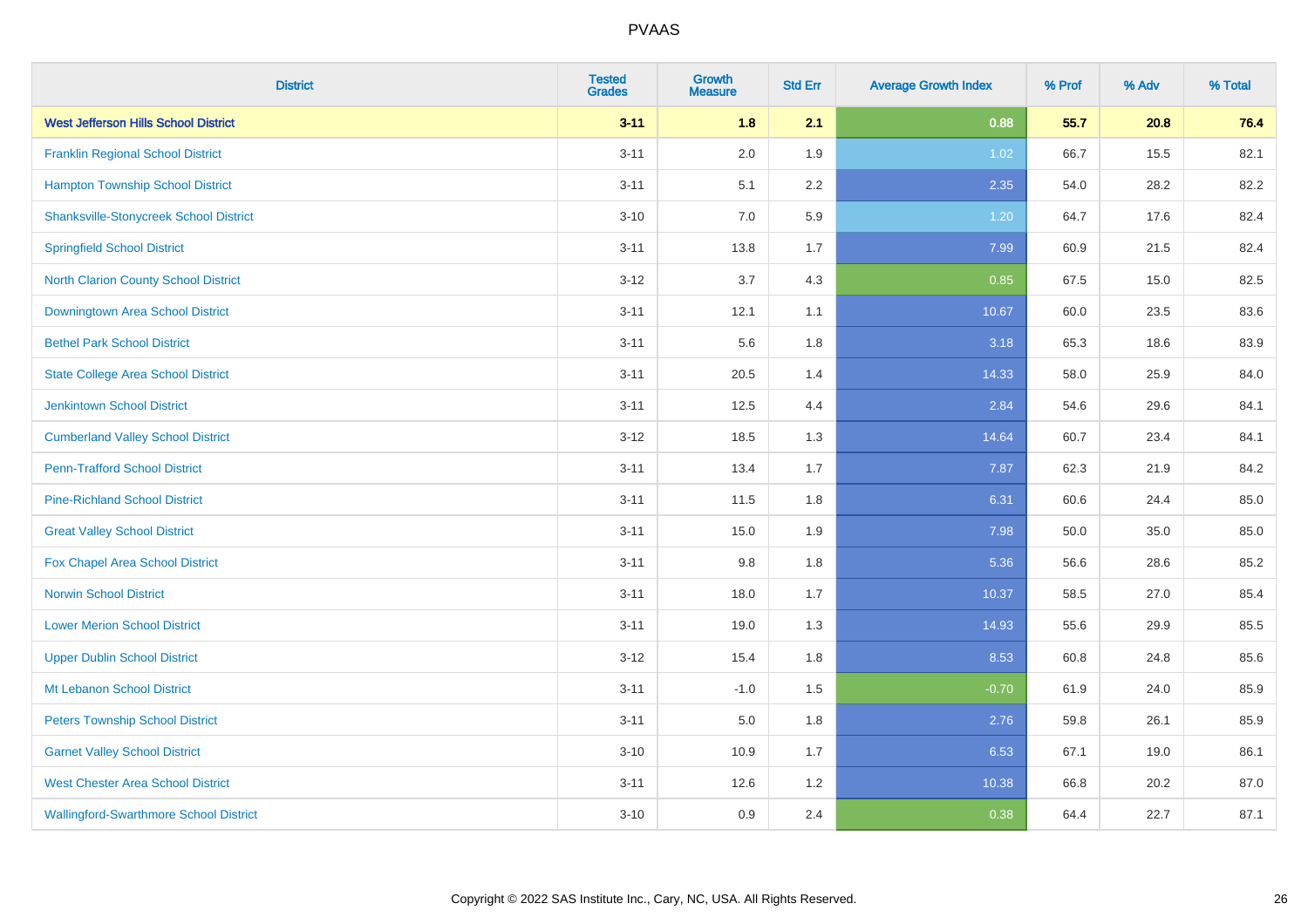| District | Tested Grades | Growth Measure | Std Err | Average Growth Index | % Prof | % Adv | % Total |
|---|---|---|---|---|---|---|---|
| **West Jefferson Hills School District** | **3-11** | **1.8** | **2.1** | **0.88** | **55.7** | **20.8** | **76.4** |
| Franklin Regional School District | 3-11 | 2.0 | 1.9 | 1.02 | 66.7 | 15.5 | 82.1 |
| Hampton Township School District | 3-11 | 5.1 | 2.2 | 2.35 | 54.0 | 28.2 | 82.2 |
| Shanksville-Stonycreek School District | 3-10 | 7.0 | 5.9 | 1.20 | 64.7 | 17.6 | 82.4 |
| Springfield School District | 3-11 | 13.8 | 1.7 | 7.99 | 60.9 | 21.5 | 82.4 |
| North Clarion County School District | 3-12 | 3.7 | 4.3 | 0.85 | 67.5 | 15.0 | 82.5 |
| Downingtown Area School District | 3-11 | 12.1 | 1.1 | 10.67 | 60.0 | 23.5 | 83.6 |
| Bethel Park School District | 3-11 | 5.6 | 1.8 | 3.18 | 65.3 | 18.6 | 83.9 |
| State College Area School District | 3-11 | 20.5 | 1.4 | 14.33 | 58.0 | 25.9 | 84.0 |
| Jenkintown School District | 3-11 | 12.5 | 4.4 | 2.84 | 54.6 | 29.6 | 84.1 |
| Cumberland Valley School District | 3-12 | 18.5 | 1.3 | 14.64 | 60.7 | 23.4 | 84.1 |
| Penn-Trafford School District | 3-11 | 13.4 | 1.7 | 7.87 | 62.3 | 21.9 | 84.2 |
| Pine-Richland School District | 3-11 | 11.5 | 1.8 | 6.31 | 60.6 | 24.4 | 85.0 |
| Great Valley School District | 3-11 | 15.0 | 1.9 | 7.98 | 50.0 | 35.0 | 85.0 |
| Fox Chapel Area School District | 3-11 | 9.8 | 1.8 | 5.36 | 56.6 | 28.6 | 85.2 |
| Norwin School District | 3-11 | 18.0 | 1.7 | 10.37 | 58.5 | 27.0 | 85.4 |
| Lower Merion School District | 3-11 | 19.0 | 1.3 | 14.93 | 55.6 | 29.9 | 85.5 |
| Upper Dublin School District | 3-12 | 15.4 | 1.8 | 8.53 | 60.8 | 24.8 | 85.6 |
| Mt Lebanon School District | 3-11 | -1.0 | 1.5 | -0.70 | 61.9 | 24.0 | 85.9 |
| Peters Township School District | 3-11 | 5.0 | 1.8 | 2.76 | 59.8 | 26.1 | 85.9 |
| Garnet Valley School District | 3-10 | 10.9 | 1.7 | 6.53 | 67.1 | 19.0 | 86.1 |
| West Chester Area School District | 3-11 | 12.6 | 1.2 | 10.38 | 66.8 | 20.2 | 87.0 |
| Wallingford-Swarthmore School District | 3-10 | 0.9 | 2.4 | 0.38 | 64.4 | 22.7 | 87.1 |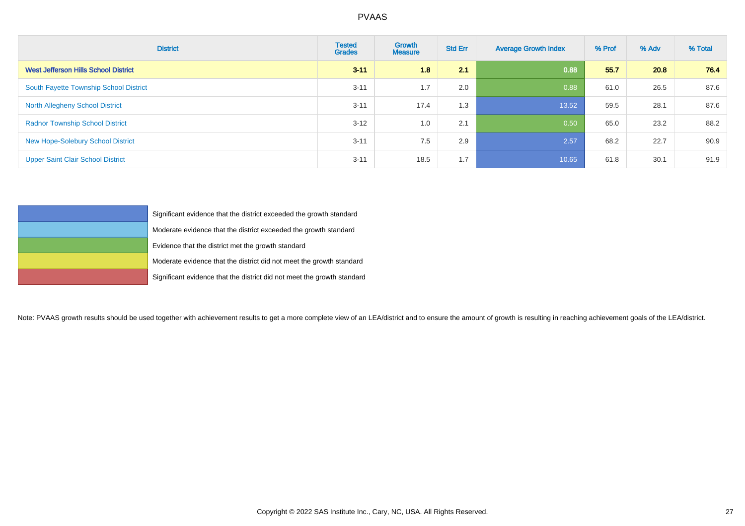# PVAAS

| District | Tested Grades | Growth Measure | Std Err | Average Growth Index | % Prof | % Adv | % Total |
|---|---|---|---|---|---|---|---|
| **West Jefferson Hills School District** | **3-11** | **1.8** | **2.1** | **0.88** | **55.7** | **20.8** | **76.4** |
| South Fayette Township School District | 3-11 | 1.7 | 2.0 | 0.88 | 61.0 | 26.5 | 87.6 |
| North Allegheny School District | 3-11 | 17.4 | 1.3 | 13.52 | 59.5 | 28.1 | 87.6 |
| Radnor Township School District | 3-12 | 1.0 | 2.1 | 0.50 | 65.0 | 23.2 | 88.2 |
| New Hope-Solebury School District | 3-11 | 7.5 | 2.9 | 2.57 | 68.2 | 22.7 | 90.9 |
| Upper Saint Clair School District | 3-11 | 18.5 | 1.7 | 10.65 | 61.8 | 30.1 | 91.9 |

Significant evidence that the district exceeded the growth standard

Moderate evidence that the district exceeded the growth standard

Evidence that the district met the growth standard

Moderate evidence that the district did not meet the growth standard

Significant evidence that the district did not meet the growth standard

Note: PVAAS growth results should be used together with achievement results to get a more complete view of an LEA/district and to ensure the amount of growth is resulting in reaching achievement goals of the LEA/district.

Copyright © 2022 SAS Institute Inc., Cary, NC, USA. All Rights Reserved.